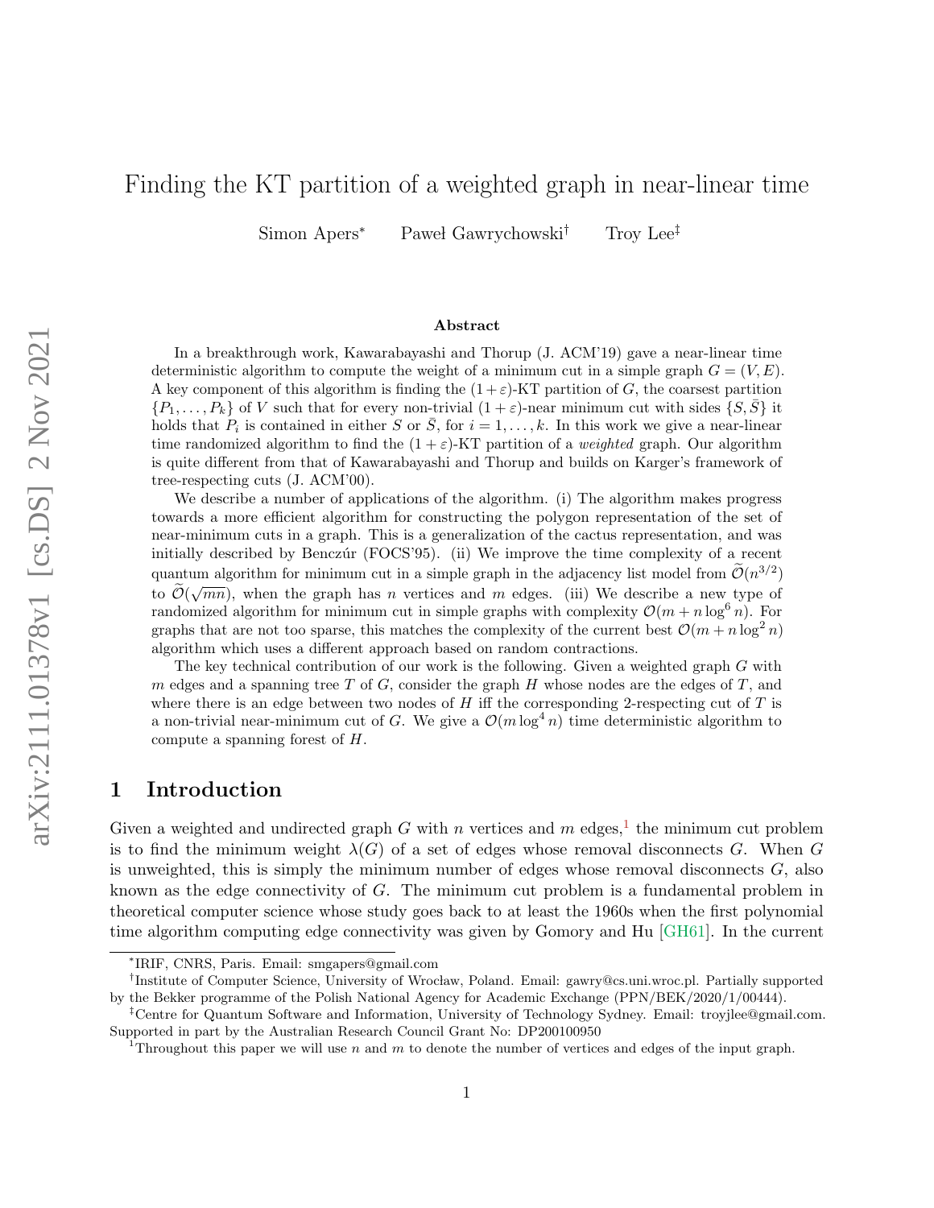# Finding the KT partition of a weighted graph in near-linear time

Simon Apers[*] Paweł Gawrychowski[†] Troy Lee[‡]

## Abstract

In a breakthrough work, Kawarabayashi and Thorup (J. ACM'19) gave a near-linear time deterministic algorithm to compute the weight of a minimum cut in a simple graph $G = (V, E)$. A key component of this algorithm is finding the $(1+\varepsilon)$-KT partition of $G$, the coarsest partition $\{P_1, \ldots, P_k\}$ of $V$ such that for every non-trivial $(1+\varepsilon)$-near minimum cut with sides $\{S, \bar{S}\}$ it holds that $P_i$ is contained in either $S$ or $\bar{S}$, for $i = 1, \ldots, k$. In this work we give a near-linear time randomized algorithm to find the $(1+\varepsilon)$-KT partition of a *weighted* graph. Our algorithm is quite different from that of Kawarabayashi and Thorup and builds on Karger's framework of tree-respecting cuts (J. ACM'00).

We describe a number of applications of the algorithm. (i) The algorithm makes progress towards a more efficient algorithm for constructing the polygon representation of the set of near-minimum cuts in a graph. This is a generalization of the cactus representation, and was initially described by Benczúr (FOCS'95). (ii) We improve the time complexity of a recent quantum algorithm for minimum cut in a simple graph in the adjacency list model from $\widetilde{\mathcal{O}}(n^{3/2})$ to $\widetilde{\mathcal{O}}(\sqrt{mn})$, when the graph has $n$ vertices and $m$ edges. (iii) We describe a new type of randomized algorithm for minimum cut in simple graphs with complexity $\mathcal{O}(m + n \log^6 n)$. For graphs that are not too sparse, this matches the complexity of the current best $\mathcal{O}(m + n \log^2 n)$ algorithm which uses a different approach based on random contractions.

The key technical contribution of our work is the following. Given a weighted graph $G$ with $m$ edges and a spanning tree $T$ of $G$, consider the graph $H$ whose nodes are the edges of $T$, and where there is an edge between two nodes of $H$ iff the corresponding 2-respecting cut of $T$ is a non-trivial near-minimum cut of $G$. We give a $\mathcal{O}(m \log^4 n)$ time deterministic algorithm to compute a spanning forest of $H$.

## 1 Introduction

Given a weighted and undirected graph $G$ with $n$ vertices and $m$ edges,[1] the minimum cut problem is to find the minimum weight $\lambda(G)$ of a set of edges whose removal disconnects $G$. When $G$ is unweighted, this is simply the minimum number of edges whose removal disconnects $G$, also known as the edge connectivity of $G$. The minimum cut problem is a fundamental problem in theoretical computer science whose study goes back to at least the 1960s when the first polynomial time algorithm computing edge connectivity was given by Gomory and Hu [GH61]. In the current

---

[*] IRIF, CNRS, Paris. Email: smgapers@gmail.com

[†] Institute of Computer Science, University of Wrocław, Poland. Email: gawry@cs.uni.wroc.pl. Partially supported by the Bekker programme of the Polish National Agency for Academic Exchange (PPN/BEK/2020/1/00444).

[‡] Centre for Quantum Software and Information, University of Technology Sydney. Email: troyjlee@gmail.com. Supported in part by the Australian Research Council Grant No: DP200100950

[1] Throughout this paper we will use $n$ and $m$ to denote the number of vertices and edges of the input graph.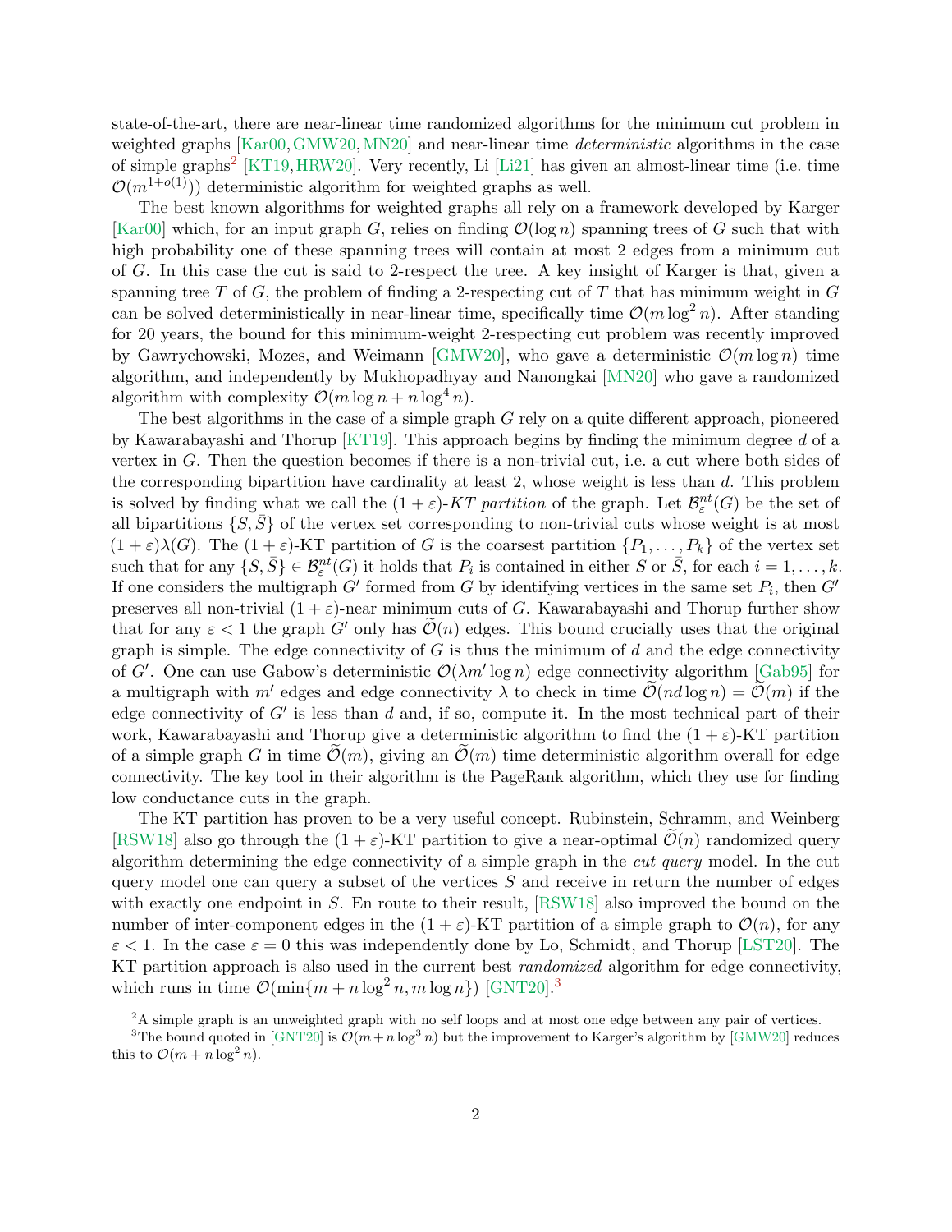state-of-the-art, there are near-linear time randomized algorithms for the minimum cut problem in weighted graphs [Kar00, GMW20, MN20] and near-linear time *deterministic* algorithms in the case of simple graphs[2] [KT19, HRW20]. Very recently, Li [Li21] has given an almost-linear time (i.e. time $\mathcal{O}(m^{1+o(1)})$) deterministic algorithm for weighted graphs as well.

The best known algorithms for weighted graphs all rely on a framework developed by Karger [Kar00] which, for an input graph $G$, relies on finding $\mathcal{O}(\log n)$ spanning trees of $G$ such that with high probability one of these spanning trees will contain at most 2 edges from a minimum cut of $G$. In this case the cut is said to 2-respect the tree. A key insight of Karger is that, given a spanning tree $T$ of $G$, the problem of finding a 2-respecting cut of $T$ that has minimum weight in $G$ can be solved deterministically in near-linear time, specifically time $\mathcal{O}(m \log^2 n)$. After standing for 20 years, the bound for this minimum-weight 2-respecting cut problem was recently improved by Gawrychowski, Mozes, and Weimann [GMW20], who gave a deterministic $\mathcal{O}(m \log n)$ time algorithm, and independently by Mukhopadhyay and Nanongkai [MN20] who gave a randomized algorithm with complexity $\mathcal{O}(m \log n + n \log^4 n)$.

The best algorithms in the case of a simple graph $G$ rely on a quite different approach, pioneered by Kawarabayashi and Thorup [KT19]. This approach begins by finding the minimum degree $d$ of a vertex in $G$. Then the question becomes if there is a non-trivial cut, i.e. a cut where both sides of the corresponding bipartition have cardinality at least 2, whose weight is less than $d$. This problem is solved by finding what we call the $(1+\varepsilon)$*-KT partition* of the graph. Let $\mathcal{B}_\varepsilon^{nt}(G)$ be the set of all bipartitions $\{S, \bar{S}\}$ of the vertex set corresponding to non-trivial cuts whose weight is at most $(1+\varepsilon)\lambda(G)$. The $(1+\varepsilon)$-KT partition of $G$ is the coarsest partition $\{P_1, \ldots, P_k\}$ of the vertex set such that for any $\{S, \bar{S}\} \in \mathcal{B}_\varepsilon^{nt}(G)$ it holds that $P_i$ is contained in either $S$ or $\bar{S}$, for each $i = 1, \ldots, k$. If one considers the multigraph $G'$ formed from $G$ by identifying vertices in the same set $P_i$, then $G'$ preserves all non-trivial $(1+\varepsilon)$-near minimum cuts of $G$. Kawarabayashi and Thorup further show that for any $\varepsilon < 1$ the graph $G'$ only has $\widetilde{\mathcal{O}}(n)$ edges. This bound crucially uses that the original graph is simple. The edge connectivity of $G$ is thus the minimum of $d$ and the edge connectivity of $G'$. One can use Gabow's deterministic $\mathcal{O}(\lambda m' \log n)$ edge connectivity algorithm [Gab95] for a multigraph with $m'$ edges and edge connectivity $\lambda$ to check in time $\widetilde{\mathcal{O}}(nd \log n) = \widetilde{\mathcal{O}}(m)$ if the edge connectivity of $G'$ is less than $d$ and, if so, compute it. In the most technical part of their work, Kawarabayashi and Thorup give a deterministic algorithm to find the $(1+\varepsilon)$-KT partition of a simple graph $G$ in time $\widetilde{\mathcal{O}}(m)$, giving an $\widetilde{\mathcal{O}}(m)$ time deterministic algorithm overall for edge connectivity. The key tool in their algorithm is the PageRank algorithm, which they use for finding low conductance cuts in the graph.

The KT partition has proven to be a very useful concept. Rubinstein, Schramm, and Weinberg [RSW18] also go through the $(1+\varepsilon)$-KT partition to give a near-optimal $\widetilde{\mathcal{O}}(n)$ randomized query algorithm determining the edge connectivity of a simple graph in the *cut query* model. In the cut query model one can query a subset of the vertices $S$ and receive in return the number of edges with exactly one endpoint in $S$. En route to their result, [RSW18] also improved the bound on the number of inter-component edges in the $(1+\varepsilon)$-KT partition of a simple graph to $\mathcal{O}(n)$, for any $\varepsilon < 1$. In the case $\varepsilon = 0$ this was independently done by Lo, Schmidt, and Thorup [LST20]. The KT partition approach is also used in the current best *randomized* algorithm for edge connectivity, which runs in time $\mathcal{O}(\min\{m + n \log^2 n, m \log n\})$ [GNT20].[3]

[2] A simple graph is an unweighted graph with no self loops and at most one edge between any pair of vertices.

[3] The bound quoted in [GNT20] is $\mathcal{O}(m + n \log^3 n)$ but the improvement to Karger's algorithm by [GMW20] reduces this to $\mathcal{O}(m + n \log^2 n)$.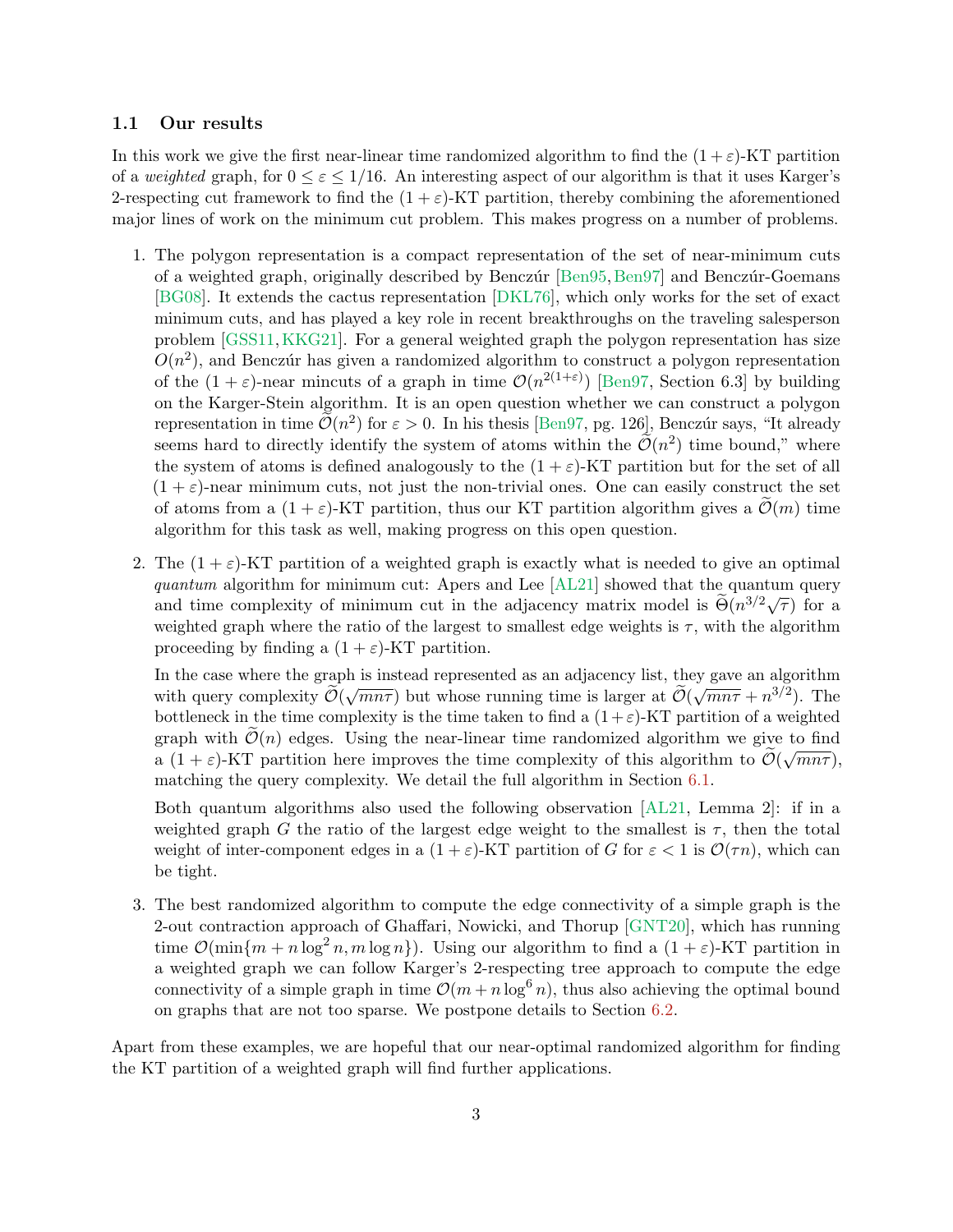### 1.1 Our results

In this work we give the first near-linear time randomized algorithm to find the $(1+\varepsilon)$-KT partition of a *weighted* graph, for $0 \le \varepsilon \le 1/16$. An interesting aspect of our algorithm is that it uses Karger's 2-respecting cut framework to find the $(1+\varepsilon)$-KT partition, thereby combining the aforementioned major lines of work on the minimum cut problem. This makes progress on a number of problems.

1. The polygon representation is a compact representation of the set of near-minimum cuts of a weighted graph, originally described by Benczúr [Ben95, Ben97] and Benczúr-Goemans [BG08]. It extends the cactus representation [DKL76], which only works for the set of exact minimum cuts, and has played a key role in recent breakthroughs on the traveling salesperson problem [GSS11, KKG21]. For a general weighted graph the polygon representation has size $O(n^2)$, and Benczúr has given a randomized algorithm to construct a polygon representation of the $(1+\varepsilon)$-near mincuts of a graph in time $\mathcal{O}(n^{2(1+\varepsilon)})$ [Ben97, Section 6.3] by building on the Karger-Stein algorithm. It is an open question whether we can construct a polygon representation in time $\widetilde{\mathcal{O}}(n^2)$ for $\varepsilon > 0$. In his thesis [Ben97, pg. 126], Benczúr says, "It already seems hard to directly identify the system of atoms within the $\widetilde{\mathcal{O}}(n^2)$ time bound," where the system of atoms is defined analogously to the $(1+\varepsilon)$-KT partition but for the set of all $(1+\varepsilon)$-near minimum cuts, not just the non-trivial ones. One can easily construct the set of atoms from a $(1+\varepsilon)$-KT partition, thus our KT partition algorithm gives a $\widetilde{\mathcal{O}}(m)$ time algorithm for this task as well, making progress on this open question.

2. The $(1+\varepsilon)$-KT partition of a weighted graph is exactly what is needed to give an optimal *quantum* algorithm for minimum cut: Apers and Lee [AL21] showed that the quantum query and time complexity of minimum cut in the adjacency matrix model is $\widetilde{\Theta}(n^{3/2}\sqrt{\tau})$ for a weighted graph where the ratio of the largest to smallest edge weights is $\tau$, with the algorithm proceeding by finding a $(1+\varepsilon)$-KT partition.

   In the case where the graph is instead represented as an adjacency list, they gave an algorithm with query complexity $\widetilde{\mathcal{O}}(\sqrt{mn\tau})$ but whose running time is larger at $\widetilde{\mathcal{O}}(\sqrt{mn\tau} + n^{3/2})$. The bottleneck in the time complexity is the time taken to find a $(1+\varepsilon)$-KT partition of a weighted graph with $\widetilde{\mathcal{O}}(n)$ edges. Using the near-linear time randomized algorithm we give to find a $(1+\varepsilon)$-KT partition here improves the time complexity of this algorithm to $\widetilde{\mathcal{O}}(\sqrt{mn\tau})$, matching the query complexity. We detail the full algorithm in Section 6.1.

   Both quantum algorithms also used the following observation [AL21, Lemma 2]: if in a weighted graph $G$ the ratio of the largest edge weight to the smallest is $\tau$, then the total weight of inter-component edges in a $(1+\varepsilon)$-KT partition of $G$ for $\varepsilon < 1$ is $\mathcal{O}(\tau n)$, which can be tight.

3. The best randomized algorithm to compute the edge connectivity of a simple graph is the 2-out contraction approach of Ghaffari, Nowicki, and Thorup [GNT20], which has running time $\mathcal{O}(\min\{m + n\log^2 n, m\log n\})$. Using our algorithm to find a $(1+\varepsilon)$-KT partition in a weighted graph we can follow Karger's 2-respecting tree approach to compute the edge connectivity of a simple graph in time $\mathcal{O}(m + n\log^6 n)$, thus also achieving the optimal bound on graphs that are not too sparse. We postpone details to Section 6.2.

Apart from these examples, we are hopeful that our near-optimal randomized algorithm for finding the KT partition of a weighted graph will find further applications.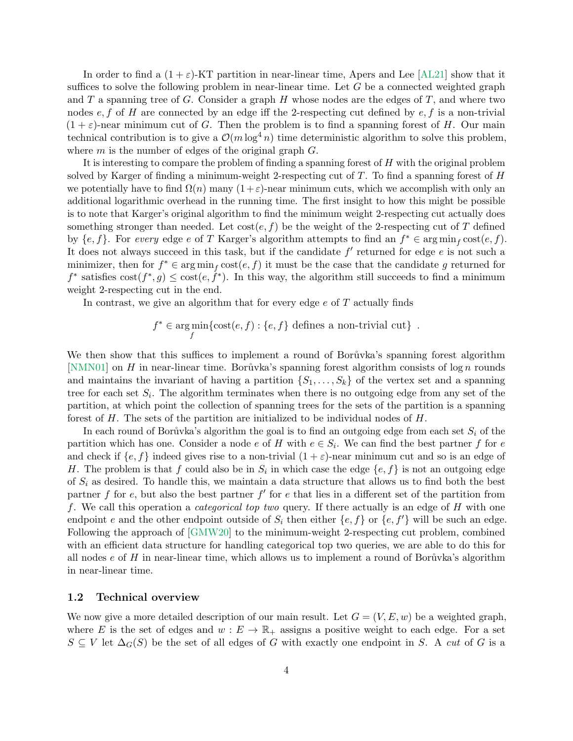In order to find a $(1+\varepsilon)$-KT partition in near-linear time, Apers and Lee [AL21] show that it suffices to solve the following problem in near-linear time. Let $G$ be a connected weighted graph and $T$ a spanning tree of $G$. Consider a graph $H$ whose nodes are the edges of $T$, and where two nodes $e, f$ of $H$ are connected by an edge iff the 2-respecting cut defined by $e, f$ is a non-trivial $(1+\varepsilon)$-near minimum cut of $G$. Then the problem is to find a spanning forest of $H$. Our main technical contribution is to give a $\mathcal{O}(m \log^4 n)$ time deterministic algorithm to solve this problem, where $m$ is the number of edges of the original graph $G$.

It is interesting to compare the problem of finding a spanning forest of $H$ with the original problem solved by Karger of finding a minimum-weight 2-respecting cut of $T$. To find a spanning forest of $H$ we potentially have to find $\Omega(n)$ many $(1+\varepsilon)$-near minimum cuts, which we accomplish with only an additional logarithmic overhead in the running time. The first insight to how this might be possible is to note that Karger's original algorithm to find the minimum weight 2-respecting cut actually does something stronger than needed. Let $\mathrm{cost}(e, f)$ be the weight of the 2-respecting cut of $T$ defined by $\{e, f\}$. For *every* edge $e$ of $T$ Karger's algorithm attempts to find an $f^* \in \arg\min_f \mathrm{cost}(e, f)$. It does not always succeed in this task, but if the candidate $f'$ returned for edge $e$ is not such a minimizer, then for $f^* \in \arg\min_f \mathrm{cost}(e, f)$ it must be the case that the candidate $g$ returned for $f^*$ satisfies $\mathrm{cost}(f^*, g) \leq \mathrm{cost}(e, f^*)$. In this way, the algorithm still succeeds to find a minimum weight 2-respecting cut in the end.

In contrast, we give an algorithm that for every edge $e$ of $T$ actually finds

$$f^* \in \arg\min_f \{\mathrm{cost}(e, f) : \{e, f\} \text{ defines a non-trivial cut}\} \ .$$

We then show that this suffices to implement a round of Borůvka's spanning forest algorithm [NMN01] on $H$ in near-linear time. Borůvka's spanning forest algorithm consists of $\log n$ rounds and maintains the invariant of having a partition $\{S_1, \ldots, S_k\}$ of the vertex set and a spanning tree for each set $S_i$. The algorithm terminates when there is no outgoing edge from any set of the partition, at which point the collection of spanning trees for the sets of the partition is a spanning forest of $H$. The sets of the partition are initialized to be individual nodes of $H$.

In each round of Borůvka's algorithm the goal is to find an outgoing edge from each set $S_i$ of the partition which has one. Consider a node $e$ of $H$ with $e \in S_i$. We can find the best partner $f$ for $e$ and check if $\{e, f\}$ indeed gives rise to a non-trivial $(1+\varepsilon)$-near minimum cut and so is an edge of $H$. The problem is that $f$ could also be in $S_i$ in which case the edge $\{e, f\}$ is not an outgoing edge of $S_i$ as desired. To handle this, we maintain a data structure that allows us to find both the best partner $f$ for $e$, but also the best partner $f'$ for $e$ that lies in a different set of the partition from $f$. We call this operation a *categorical top two* query. If there actually is an edge of $H$ with one endpoint $e$ and the other endpoint outside of $S_i$ then either $\{e, f\}$ or $\{e, f'\}$ will be such an edge. Following the approach of [GMW20] to the minimum-weight 2-respecting cut problem, combined with an efficient data structure for handling categorical top two queries, we are able to do this for all nodes $e$ of $H$ in near-linear time, which allows us to implement a round of Borůvka's algorithm in near-linear time.

### 1.2 Technical overview

We now give a more detailed description of our main result. Let $G = (V, E, w)$ be a weighted graph, where $E$ is the set of edges and $w : E \to \mathbb{R}_+$ assigns a positive weight to each edge. For a set $S \subseteq V$ let $\Delta_G(S)$ be the set of all edges of $G$ with exactly one endpoint in $S$. A *cut* of $G$ is a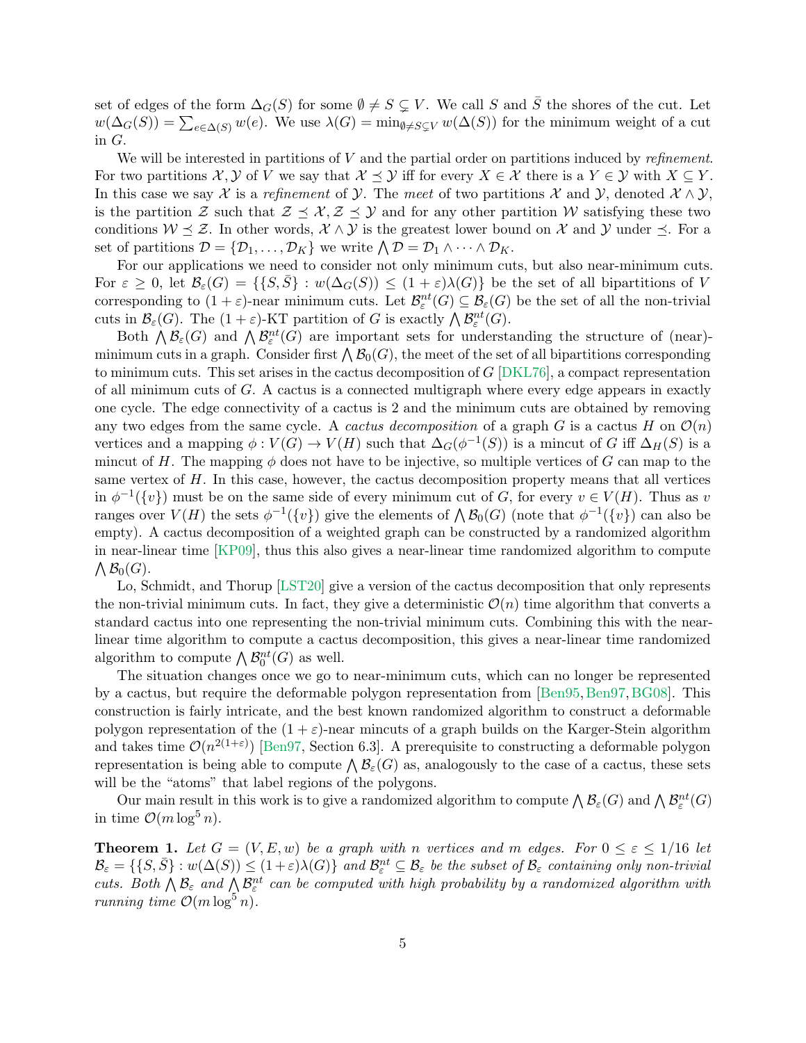set of edges of the form $\Delta_G(S)$ for some $\emptyset \neq S \subsetneq V$. We call $S$ and $\bar{S}$ the shores of the cut. Let $w(\Delta_G(S)) = \sum_{e \in \Delta(S)} w(e)$. We use $\lambda(G) = \min_{\emptyset \neq S \subsetneq V} w(\Delta(S))$ for the minimum weight of a cut in $G$.

We will be interested in partitions of $V$ and the partial order on partitions induced by *refinement*. For two partitions $\mathcal{X}, \mathcal{Y}$ of $V$ we say that $\mathcal{X} \preceq \mathcal{Y}$ iff for every $X \in \mathcal{X}$ there is a $Y \in \mathcal{Y}$ with $X \subseteq Y$. In this case we say $\mathcal{X}$ is a *refinement* of $\mathcal{Y}$. The *meet* of two partitions $\mathcal{X}$ and $\mathcal{Y}$, denoted $\mathcal{X} \wedge \mathcal{Y}$, is the partition $\mathcal{Z}$ such that $\mathcal{Z} \preceq \mathcal{X}, \mathcal{Z} \preceq \mathcal{Y}$ and for any other partition $\mathcal{W}$ satisfying these two conditions $\mathcal{W} \preceq \mathcal{Z}$. In other words, $\mathcal{X} \wedge \mathcal{Y}$ is the greatest lower bound on $\mathcal{X}$ and $\mathcal{Y}$ under $\preceq$. For a set of partitions $\mathcal{D} = \{\mathcal{D}_1, \ldots, \mathcal{D}_K\}$ we write $\bigwedge \mathcal{D} = \mathcal{D}_1 \wedge \cdots \wedge \mathcal{D}_K$.

For our applications we need to consider not only minimum cuts, but also near-minimum cuts. For $\varepsilon \geq 0$, let $\mathcal{B}_\varepsilon(G) = \{\{S, \bar{S}\} : w(\Delta_G(S)) \leq (1+\varepsilon)\lambda(G)\}$ be the set of all bipartitions of $V$ corresponding to $(1+\varepsilon)$-near minimum cuts. Let $\mathcal{B}_\varepsilon^{nt}(G) \subseteq \mathcal{B}_\varepsilon(G)$ be the set of all the non-trivial cuts in $\mathcal{B}_\varepsilon(G)$. The $(1+\varepsilon)$-KT partition of $G$ is exactly $\bigwedge \mathcal{B}_\varepsilon^{nt}(G)$.

Both $\bigwedge \mathcal{B}_\varepsilon(G)$ and $\bigwedge \mathcal{B}_\varepsilon^{nt}(G)$ are important sets for understanding the structure of (near)-minimum cuts in a graph. Consider first $\bigwedge \mathcal{B}_0(G)$, the meet of the set of all bipartitions corresponding to minimum cuts. This set arises in the cactus decomposition of $G$ [DKL76], a compact representation of all minimum cuts of $G$. A cactus is a connected multigraph where every edge appears in exactly one cycle. The edge connectivity of a cactus is 2 and the minimum cuts are obtained by removing any two edges from the same cycle. A *cactus decomposition* of a graph $G$ is a cactus $H$ on $\mathcal{O}(n)$ vertices and a mapping $\phi : V(G) \to V(H)$ such that $\Delta_G(\phi^{-1}(S))$ is a mincut of $G$ iff $\Delta_H(S)$ is a mincut of $H$. The mapping $\phi$ does not have to be injective, so multiple vertices of $G$ can map to the same vertex of $H$. In this case, however, the cactus decomposition property means that all vertices in $\phi^{-1}(\{v\})$ must be on the same side of every minimum cut of $G$, for every $v \in V(H)$. Thus as $v$ ranges over $V(H)$ the sets $\phi^{-1}(\{v\})$ give the elements of $\bigwedge \mathcal{B}_0(G)$ (note that $\phi^{-1}(\{v\})$ can also be empty). A cactus decomposition of a weighted graph can be constructed by a randomized algorithm in near-linear time [KP09], thus this also gives a near-linear time randomized algorithm to compute $\bigwedge \mathcal{B}_0(G)$.

Lo, Schmidt, and Thorup [LST20] give a version of the cactus decomposition that only represents the non-trivial minimum cuts. In fact, they give a deterministic $\mathcal{O}(n)$ time algorithm that converts a standard cactus into one representing the non-trivial minimum cuts. Combining this with the near-linear time algorithm to compute a cactus decomposition, this gives a near-linear time randomized algorithm to compute $\bigwedge \mathcal{B}_0^{nt}(G)$ as well.

The situation changes once we go to near-minimum cuts, which can no longer be represented by a cactus, but require the deformable polygon representation from [Ben95, Ben97, BG08]. This construction is fairly intricate, and the best known randomized algorithm to construct a deformable polygon representation of the $(1+\varepsilon)$-near mincuts of a graph builds on the Karger-Stein algorithm and takes time $\mathcal{O}(n^{2(1+\varepsilon)})$ [Ben97, Section 6.3]. A prerequisite to constructing a deformable polygon representation is being able to compute $\bigwedge \mathcal{B}_\varepsilon(G)$ as, analogously to the case of a cactus, these sets will be the "atoms" that label regions of the polygons.

Our main result in this work is to give a randomized algorithm to compute $\bigwedge \mathcal{B}_\varepsilon(G)$ and $\bigwedge \mathcal{B}_\varepsilon^{nt}(G)$ in time $\mathcal{O}(m \log^5 n)$.

**Theorem 1.** *Let $G = (V, E, w)$ be a graph with $n$ vertices and $m$ edges. For $0 \leq \varepsilon \leq 1/16$ let $\mathcal{B}_\varepsilon = \{\{S, \bar{S}\} : w(\Delta(S)) \leq (1+\varepsilon)\lambda(G)\}$ and $\mathcal{B}_\varepsilon^{nt} \subseteq \mathcal{B}_\varepsilon$ be the subset of $\mathcal{B}_\varepsilon$ containing only non-trivial cuts. Both $\bigwedge \mathcal{B}_\varepsilon$ and $\bigwedge \mathcal{B}_\varepsilon^{nt}$ can be computed with high probability by a randomized algorithm with running time $\mathcal{O}(m \log^5 n)$.*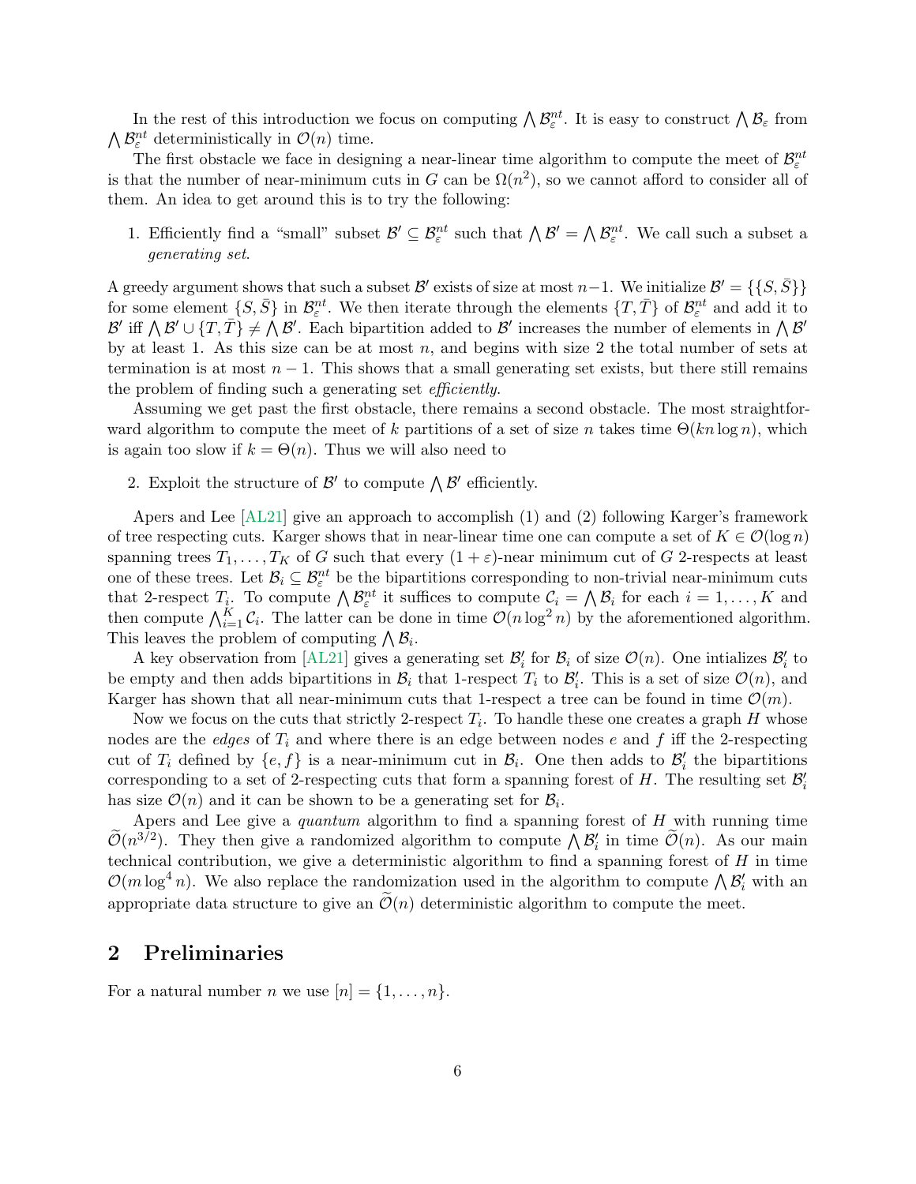In the rest of this introduction we focus on computing $\bigwedge \mathcal{B}_\varepsilon^{nt}$. It is easy to construct $\bigwedge \mathcal{B}_\varepsilon$ from $\bigwedge \mathcal{B}_\varepsilon^{nt}$ deterministically in $\mathcal{O}(n)$ time.

The first obstacle we face in designing a near-linear time algorithm to compute the meet of $\mathcal{B}_\varepsilon^{nt}$ is that the number of near-minimum cuts in $G$ can be $\Omega(n^2)$, so we cannot afford to consider all of them. An idea to get around this is to try the following:

1. Efficiently find a "small" subset $\mathcal{B}' \subseteq \mathcal{B}_\varepsilon^{nt}$ such that $\bigwedge \mathcal{B}' = \bigwedge \mathcal{B}_\varepsilon^{nt}$. We call such a subset a *generating set*.

A greedy argument shows that such a subset $\mathcal{B}'$ exists of size at most $n-1$. We initialize $\mathcal{B}' = \{\{S, \bar{S}\}\}$ for some element $\{S, \bar{S}\}$ in $\mathcal{B}_\varepsilon^{nt}$. We then iterate through the elements $\{T, \bar{T}\}$ of $\mathcal{B}_\varepsilon^{nt}$ and add it to $\mathcal{B}'$ iff $\bigwedge \mathcal{B}' \cup \{T, \bar{T}\} \neq \bigwedge \mathcal{B}'$. Each bipartition added to $\mathcal{B}'$ increases the number of elements in $\bigwedge \mathcal{B}'$ by at least 1. As this size can be at most $n$, and begins with size 2 the total number of sets at termination is at most $n-1$. This shows that a small generating set exists, but there still remains the problem of finding such a generating set *efficiently*.

Assuming we get past the first obstacle, there remains a second obstacle. The most straightforward algorithm to compute the meet of $k$ partitions of a set of size $n$ takes time $\Theta(kn \log n)$, which is again too slow if $k = \Theta(n)$. Thus we will also need to

2. Exploit the structure of $\mathcal{B}'$ to compute $\bigwedge \mathcal{B}'$ efficiently.

Apers and Lee [AL21] give an approach to accomplish (1) and (2) following Karger's framework of tree respecting cuts. Karger shows that in near-linear time one can compute a set of $K \in \mathcal{O}(\log n)$ spanning trees $T_1, \ldots, T_K$ of $G$ such that every $(1+\varepsilon)$-near minimum cut of $G$ 2-respects at least one of these trees. Let $\mathcal{B}_i \subseteq \mathcal{B}_\varepsilon^{nt}$ be the bipartitions corresponding to non-trivial near-minimum cuts that 2-respect $T_i$. To compute $\bigwedge \mathcal{B}_\varepsilon^{nt}$ it suffices to compute $\mathcal{C}_i = \bigwedge \mathcal{B}_i$ for each $i = 1, \ldots, K$ and then compute $\bigwedge_{i=1}^{K} \mathcal{C}_i$. The latter can be done in time $\mathcal{O}(n \log^2 n)$ by the aforementioned algorithm. This leaves the problem of computing $\bigwedge \mathcal{B}_i$.

A key observation from [AL21] gives a generating set $\mathcal{B}'_i$ for $\mathcal{B}_i$ of size $\mathcal{O}(n)$. One intializes $\mathcal{B}'_i$ to be empty and then adds bipartitions in $\mathcal{B}_i$ that 1-respect $T_i$ to $\mathcal{B}'_i$. This is a set of size $\mathcal{O}(n)$, and Karger has shown that all near-minimum cuts that 1-respect a tree can be found in time $\mathcal{O}(m)$.

Now we focus on the cuts that strictly 2-respect $T_i$. To handle these one creates a graph $H$ whose nodes are the *edges* of $T_i$ and where there is an edge between nodes $e$ and $f$ iff the 2-respecting cut of $T_i$ defined by $\{e, f\}$ is a near-minimum cut in $\mathcal{B}_i$. One then adds to $\mathcal{B}'_i$ the bipartitions corresponding to a set of 2-respecting cuts that form a spanning forest of $H$. The resulting set $\mathcal{B}'_i$ has size $\mathcal{O}(n)$ and it can be shown to be a generating set for $\mathcal{B}_i$.

Apers and Lee give a *quantum* algorithm to find a spanning forest of $H$ with running time $\widetilde{\mathcal{O}}(n^{3/2})$. They then give a randomized algorithm to compute $\bigwedge \mathcal{B}'_i$ in time $\widetilde{\mathcal{O}}(n)$. As our main technical contribution, we give a deterministic algorithm to find a spanning forest of $H$ in time $\mathcal{O}(m \log^4 n)$. We also replace the randomization used in the algorithm to compute $\bigwedge \mathcal{B}'_i$ with an appropriate data structure to give an $\widetilde{\mathcal{O}}(n)$ deterministic algorithm to compute the meet.

## 2 Preliminaries

For a natural number $n$ we use $[n] = \{1, \ldots, n\}$.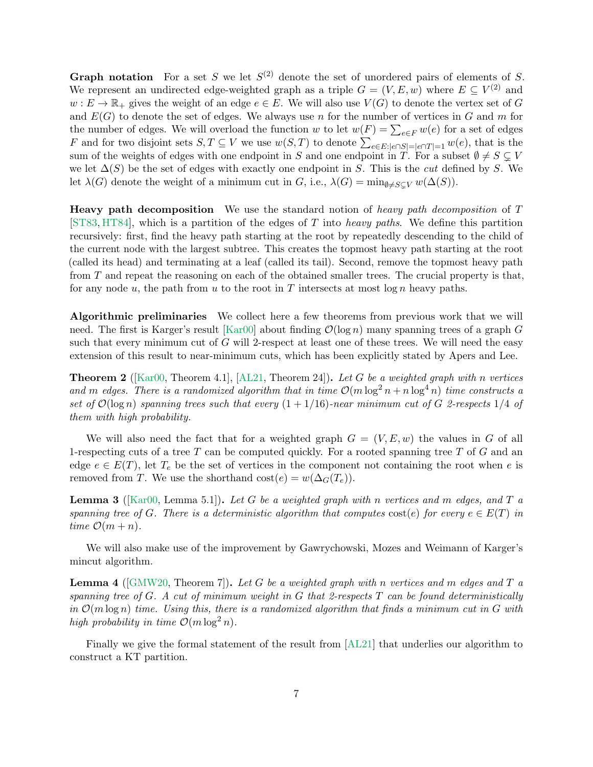**Graph notation** For a set $S$ we let $S^{(2)}$ denote the set of unordered pairs of elements of $S$. We represent an undirected edge-weighted graph as a triple $G = (V, E, w)$ where $E \subseteq V^{(2)}$ and $w : E \to \mathbb{R}_+$ gives the weight of an edge $e \in E$. We will also use $V(G)$ to denote the vertex set of $G$ and $E(G)$ to denote the set of edges. We always use $n$ for the number of vertices in $G$ and $m$ for the number of edges. We will overload the function $w$ to let $w(F) = \sum_{e \in F} w(e)$ for a set of edges $F$ and for two disjoint sets $S, T \subseteq V$ we use $w(S, T)$ to denote $\sum_{e \in E : |e \cap S| = |e \cap T| = 1} w(e)$, that is the sum of the weights of edges with one endpoint in $S$ and one endpoint in $T$. For a subset $\emptyset \neq S \subsetneq V$ we let $\Delta(S)$ be the set of edges with exactly one endpoint in $S$. This is the *cut* defined by $S$. We let $\lambda(G)$ denote the weight of a minimum cut in $G$, i.e., $\lambda(G) = \min_{\emptyset \neq S \subsetneq V} w(\Delta(S))$.

**Heavy path decomposition** We use the standard notion of *heavy path decomposition* of $T$ [ST83, HT84], which is a partition of the edges of $T$ into *heavy paths*. We define this partition recursively: first, find the heavy path starting at the root by repeatedly descending to the child of the current node with the largest subtree. This creates the topmost heavy path starting at the root (called its head) and terminating at a leaf (called its tail). Second, remove the topmost heavy path from $T$ and repeat the reasoning on each of the obtained smaller trees. The crucial property is that, for any node $u$, the path from $u$ to the root in $T$ intersects at most $\log n$ heavy paths.

**Algorithmic preliminaries** We collect here a few theorems from previous work that we will need. The first is Karger's result [Kar00] about finding $\mathcal{O}(\log n)$ many spanning trees of a graph $G$ such that every minimum cut of $G$ will 2-respect at least one of these trees. We will need the easy extension of this result to near-minimum cuts, which has been explicitly stated by Apers and Lee.

**Theorem 2** ([Kar00, Theorem 4.1], [AL21, Theorem 24])**.** *Let $G$ be a weighted graph with $n$ vertices and $m$ edges. There is a randomized algorithm that in time $\mathcal{O}(m \log^2 n + n \log^4 n)$ time constructs a set of $\mathcal{O}(\log n)$ spanning trees such that every $(1 + 1/16)$-near minimum cut of $G$ 2-respects $1/4$ of them with high probability.*

We will also need the fact that for a weighted graph $G = (V, E, w)$ the values in $G$ of all 1-respecting cuts of a tree $T$ can be computed quickly. For a rooted spanning tree $T$ of $G$ and an edge $e \in E(T)$, let $T_e$ be the set of vertices in the component not containing the root when $e$ is removed from $T$. We use the shorthand $\text{cost}(e) = w(\Delta_G(T_e))$.

**Lemma 3** ([Kar00, Lemma 5.1])**.** *Let $G$ be a weighted graph with $n$ vertices and $m$ edges, and $T$ a spanning tree of $G$. There is a deterministic algorithm that computes $\text{cost}(e)$ for every $e \in E(T)$ in time $\mathcal{O}(m + n)$.*

We will also make use of the improvement by Gawrychowski, Mozes and Weimann of Karger's mincut algorithm.

**Lemma 4** ([GMW20, Theorem 7])**.** *Let $G$ be a weighted graph with $n$ vertices and $m$ edges and $T$ a spanning tree of $G$. A cut of minimum weight in $G$ that 2-respects $T$ can be found deterministically in $\mathcal{O}(m \log n)$ time. Using this, there is a randomized algorithm that finds a minimum cut in $G$ with high probability in time $\mathcal{O}(m \log^2 n)$.*

Finally we give the formal statement of the result from [AL21] that underlies our algorithm to construct a KT partition.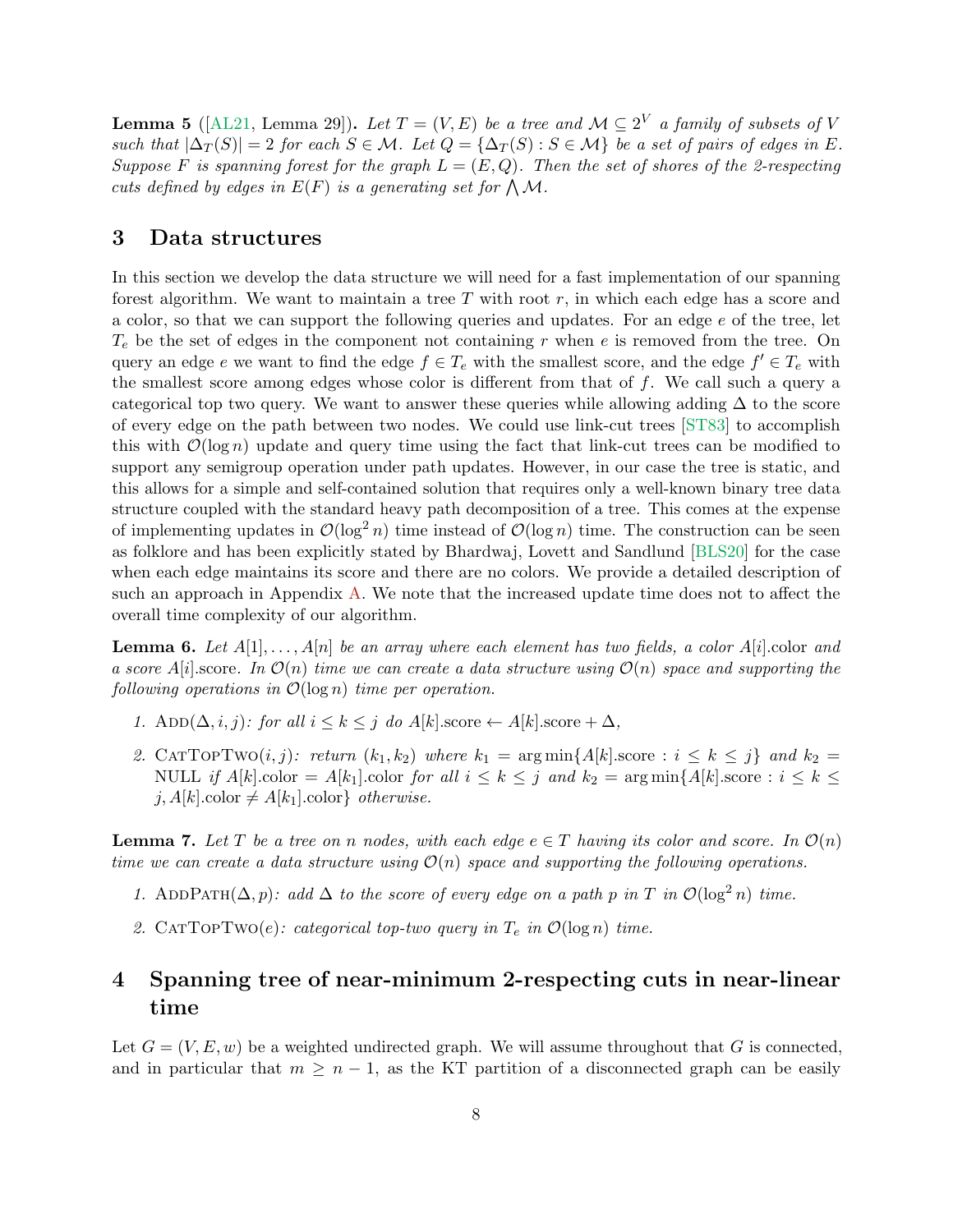**Lemma 5** ([AL21, Lemma 29])**.** *Let $T = (V, E)$ be a tree and $\mathcal{M} \subseteq 2^V$ a family of subsets of $V$ such that $|\Delta_T(S)| = 2$ for each $S \in \mathcal{M}$. Let $Q = \{\Delta_T(S) : S \in \mathcal{M}\}$ be a set of pairs of edges in $E$. Suppose $F$ is spanning forest for the graph $L = (E, Q)$. Then the set of shores of the 2-respecting cuts defined by edges in $E(F)$ is a generating set for $\bigwedge \mathcal{M}$.*

## 3 Data structures

In this section we develop the data structure we will need for a fast implementation of our spanning forest algorithm. We want to maintain a tree $T$ with root $r$, in which each edge has a score and a color, so that we can support the following queries and updates. For an edge $e$ of the tree, let $T_e$ be the set of edges in the component not containing $r$ when $e$ is removed from the tree. On query an edge $e$ we want to find the edge $f \in T_e$ with the smallest score, and the edge $f' \in T_e$ with the smallest score among edges whose color is different from that of $f$. We call such a query a categorical top two query. We want to answer these queries while allowing adding $\Delta$ to the score of every edge on the path between two nodes. We could use link-cut trees [ST83] to accomplish this with $\mathcal{O}(\log n)$ update and query time using the fact that link-cut trees can be modified to support any semigroup operation under path updates. However, in our case the tree is static, and this allows for a simple and self-contained solution that requires only a well-known binary tree data structure coupled with the standard heavy path decomposition of a tree. This comes at the expense of implementing updates in $\mathcal{O}(\log^2 n)$ time instead of $\mathcal{O}(\log n)$ time. The construction can be seen as folklore and has been explicitly stated by Bhardwaj, Lovett and Sandlund [BLS20] for the case when each edge maintains its score and there are no colors. We provide a detailed description of such an approach in Appendix A. We note that the increased update time does not to affect the overall time complexity of our algorithm.

**Lemma 6.** *Let $A[1], \dots, A[n]$ be an array where each element has two fields, a color $A[i]$.color and a score $A[i]$.score. In $\mathcal{O}(n)$ time we can create a data structure using $\mathcal{O}(n)$ space and supporting the following operations in $\mathcal{O}(\log n)$ time per operation.*

1. Add$(\Delta, i, j)$*: for all $i \leq k \leq j$ do $A[k].\text{score} \leftarrow A[k].\text{score} + \Delta$,*
2. CatTopTwo$(i, j)$*: return $(k_1, k_2)$ where $k_1 = \arg\min\{A[k].\text{score} : i \leq k \leq j\}$ and $k_2 =$ NULL if $A[k].\text{color} = A[k_1].\text{color}$ for all $i \leq k \leq j$ and $k_2 = \arg\min\{A[k].\text{score} : i \leq k \leq j, A[k].\text{color} \neq A[k_1].\text{color}\}$ otherwise.*

**Lemma 7.** *Let $T$ be a tree on $n$ nodes, with each edge $e \in T$ having its color and score. In $\mathcal{O}(n)$ time we can create a data structure using $\mathcal{O}(n)$ space and supporting the following operations.*

1. AddPath$(\Delta, p)$*: add $\Delta$ to the score of every edge on a path $p$ in $T$ in $\mathcal{O}(\log^2 n)$ time.*
2. CatTopTwo$(e)$*: categorical top-two query in $T_e$ in $\mathcal{O}(\log n)$ time.*

## 4 Spanning tree of near-minimum 2-respecting cuts in near-linear time

Let $G = (V, E, w)$ be a weighted undirected graph. We will assume throughout that $G$ is connected, and in particular that $m \geq n - 1$, as the KT partition of a disconnected graph can be easily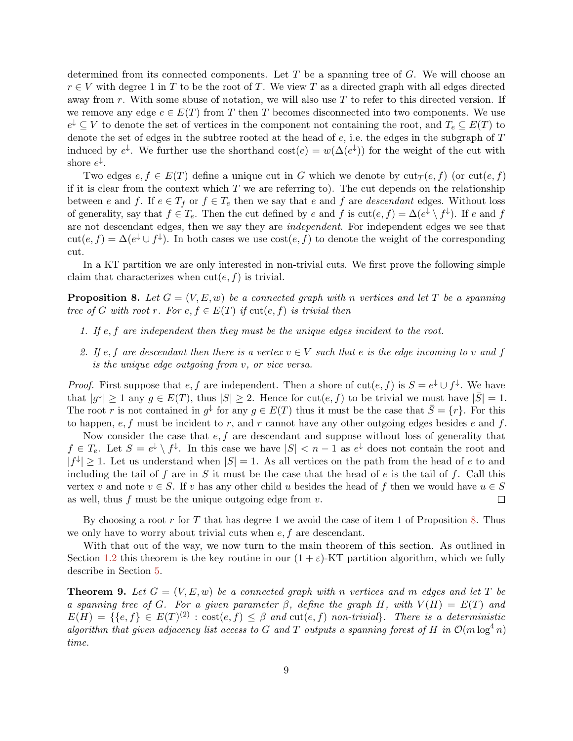determined from its connected components. Let $T$ be a spanning tree of $G$. We will choose an $r \in V$ with degree 1 in $T$ to be the root of $T$. We view $T$ as a directed graph with all edges directed away from $r$. With some abuse of notation, we will also use $T$ to refer to this directed version. If we remove any edge $e \in E(T)$ from $T$ then $T$ becomes disconnected into two components. We use $e^{\downarrow} \subseteq V$ to denote the set of vertices in the component not containing the root, and $T_e \subseteq E(T)$ to denote the set of edges in the subtree rooted at the head of $e$, i.e. the edges in the subgraph of $T$ induced by $e^{\downarrow}$. We further use the shorthand $\mathrm{cost}(e) = w(\Delta(e^{\downarrow}))$ for the weight of the cut with shore $e^{\downarrow}$.

Two edges $e, f \in E(T)$ define a unique cut in $G$ which we denote by $\mathrm{cut}_T(e, f)$ (or $\mathrm{cut}(e, f)$ if it is clear from the context which $T$ we are referring to). The cut depends on the relationship between $e$ and $f$. If $e \in T_f$ or $f \in T_e$ then we say that $e$ and $f$ are *descendant* edges. Without loss of generality, say that $f \in T_e$. Then the cut defined by $e$ and $f$ is $\mathrm{cut}(e, f) = \Delta(e^{\downarrow} \setminus f^{\downarrow})$. If $e$ and $f$ are not descendant edges, then we say they are *independent*. For independent edges we see that $\mathrm{cut}(e, f) = \Delta(e^{\downarrow} \cup f^{\downarrow})$. In both cases we use $\mathrm{cost}(e, f)$ to denote the weight of the corresponding cut.

In a KT partition we are only interested in non-trivial cuts. We first prove the following simple claim that characterizes when $\mathrm{cut}(e, f)$ is trivial.

**Proposition 8.** *Let $G = (V, E, w)$ be a connected graph with $n$ vertices and let $T$ be a spanning tree of $G$ with root $r$. For $e, f \in E(T)$ if $\mathrm{cut}(e, f)$ is trivial then*

1. *If $e, f$ are independent then they must be the unique edges incident to the root.*
2. *If $e, f$ are descendant then there is a vertex $v \in V$ such that $e$ is the edge incoming to $v$ and $f$ is the unique edge outgoing from $v$, or vice versa.*

*Proof.* First suppose that $e, f$ are independent. Then a shore of $\mathrm{cut}(e, f)$ is $S = e^{\downarrow} \cup f^{\downarrow}$. We have that $|g^{\downarrow}| \geq 1$ any $g \in E(T)$, thus $|S| \geq 2$. Hence for $\mathrm{cut}(e, f)$ to be trivial we must have $|\bar{S}| = 1$. The root $r$ is not contained in $g^{\downarrow}$ for any $g \in E(T)$ thus it must be the case that $\bar{S} = \{r\}$. For this to happen, $e, f$ must be incident to $r$, and $r$ cannot have any other outgoing edges besides $e$ and $f$.

Now consider the case that $e, f$ are descendant and suppose without loss of generality that $f \in T_e$. Let $S = e^{\downarrow} \setminus f^{\downarrow}$. In this case we have $|S| < n - 1$ as $e^{\downarrow}$ does not contain the root and $|f^{\downarrow}| \geq 1$. Let us understand when $|S| = 1$. As all vertices on the path from the head of $e$ to and including the tail of $f$ are in $S$ it must be the case that the head of $e$ is the tail of $f$. Call this vertex $v$ and note $v \in S$. If $v$ has any other child $u$ besides the head of $f$ then we would have $u \in S$ as well, thus $f$ must be the unique outgoing edge from $v$. $\square$

By choosing a root $r$ for $T$ that has degree 1 we avoid the case of item 1 of Proposition 8. Thus we only have to worry about trivial cuts when $e, f$ are descendant.

With that out of the way, we now turn to the main theorem of this section. As outlined in Section 1.2 this theorem is the key routine in our $(1 + \varepsilon)$-KT partition algorithm, which we fully describe in Section 5.

**Theorem 9.** *Let $G = (V, E, w)$ be a connected graph with $n$ vertices and $m$ edges and let $T$ be a spanning tree of $G$. For a given parameter $\beta$, define the graph $H$, with $V(H) = E(T)$ and $E(H) = \{\{e, f\} \in E(T)^{(2)} : \mathrm{cost}(e, f) \leq \beta \text{ and } \mathrm{cut}(e, f) \text{ non-trivial}\}$. There is a deterministic algorithm that given adjacency list access to $G$ and $T$ outputs a spanning forest of $H$ in $\mathcal{O}(m \log^4 n)$ time.*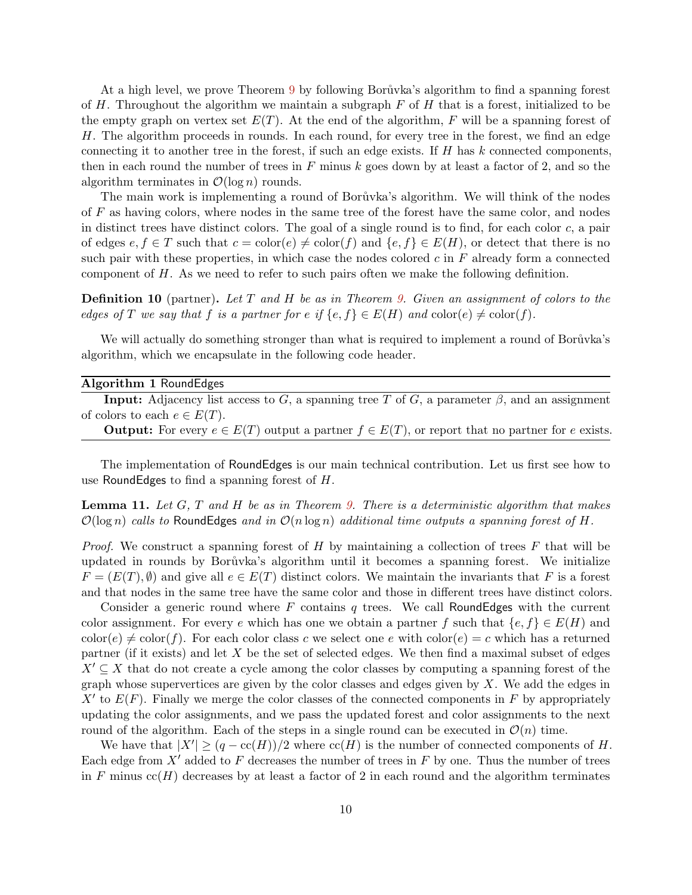At a high level, we prove Theorem 9 by following Borůvka's algorithm to find a spanning forest of $H$. Throughout the algorithm we maintain a subgraph $F$ of $H$ that is a forest, initialized to be the empty graph on vertex set $E(T)$. At the end of the algorithm, $F$ will be a spanning forest of $H$. The algorithm proceeds in rounds. In each round, for every tree in the forest, we find an edge connecting it to another tree in the forest, if such an edge exists. If $H$ has $k$ connected components, then in each round the number of trees in $F$ minus $k$ goes down by at least a factor of 2, and so the algorithm terminates in $\mathcal{O}(\log n)$ rounds.

The main work is implementing a round of Borůvka's algorithm. We will think of the nodes of $F$ as having colors, where nodes in the same tree of the forest have the same color, and nodes in distinct trees have distinct colors. The goal of a single round is to find, for each color $c$, a pair of edges $e, f \in T$ such that $c = \mathrm{color}(e) \neq \mathrm{color}(f)$ and $\{e, f\} \in E(H)$, or detect that there is no such pair with these properties, in which case the nodes colored $c$ in $F$ already form a connected component of $H$. As we need to refer to such pairs often we make the following definition.

**Definition 10** (partner)**.** *Let $T$ and $H$ be as in Theorem 9. Given an assignment of colors to the edges of $T$ we say that $f$ is a partner for $e$ if $\{e, f\} \in E(H)$ and $\mathrm{color}(e) \neq \mathrm{color}(f)$.*

We will actually do something stronger than what is required to implement a round of Borůvka's algorithm, which we encapsulate in the following code header.

**Algorithm 1** RoundEdges

**Input:** Adjacency list access to $G$, a spanning tree $T$ of $G$, a parameter $\beta$, and an assignment of colors to each $e \in E(T)$.

**Output:** For every $e \in E(T)$ output a partner $f \in E(T)$, or report that no partner for $e$ exists.

The implementation of RoundEdges is our main technical contribution. Let us first see how to use RoundEdges to find a spanning forest of $H$.

**Lemma 11.** *Let $G$, $T$ and $H$ be as in Theorem 9. There is a deterministic algorithm that makes $\mathcal{O}(\log n)$ calls to* RoundEdges *and in $\mathcal{O}(n \log n)$ additional time outputs a spanning forest of $H$.*

*Proof.* We construct a spanning forest of $H$ by maintaining a collection of trees $F$ that will be updated in rounds by Borůvka's algorithm until it becomes a spanning forest. We initialize $F = (E(T), \emptyset)$ and give all $e \in E(T)$ distinct colors. We maintain the invariants that $F$ is a forest and that nodes in the same tree have the same color and those in different trees have distinct colors.

Consider a generic round where $F$ contains $q$ trees. We call RoundEdges with the current color assignment. For every $e$ which has one we obtain a partner $f$ such that $\{e, f\} \in E(H)$ and $\mathrm{color}(e) \neq \mathrm{color}(f)$. For each color class $c$ we select one $e$ with $\mathrm{color}(e) = c$ which has a returned partner (if it exists) and let $X$ be the set of selected edges. We then find a maximal subset of edges $X' \subseteq X$ that do not create a cycle among the color classes by computing a spanning forest of the graph whose supervertices are given by the color classes and edges given by $X$. We add the edges in $X'$ to $E(F)$. Finally we merge the color classes of the connected components in $F$ by appropriately updating the color assignments, and we pass the updated forest and color assignments to the next round of the algorithm. Each of the steps in a single round can be executed in $\mathcal{O}(n)$ time.

We have that $|X'| \geq (q - \mathrm{cc}(H))/2$ where $\mathrm{cc}(H)$ is the number of connected components of $H$. Each edge from $X'$ added to $F$ decreases the number of trees in $F$ by one. Thus the number of trees in $F$ minus $\mathrm{cc}(H)$ decreases by at least a factor of 2 in each round and the algorithm terminates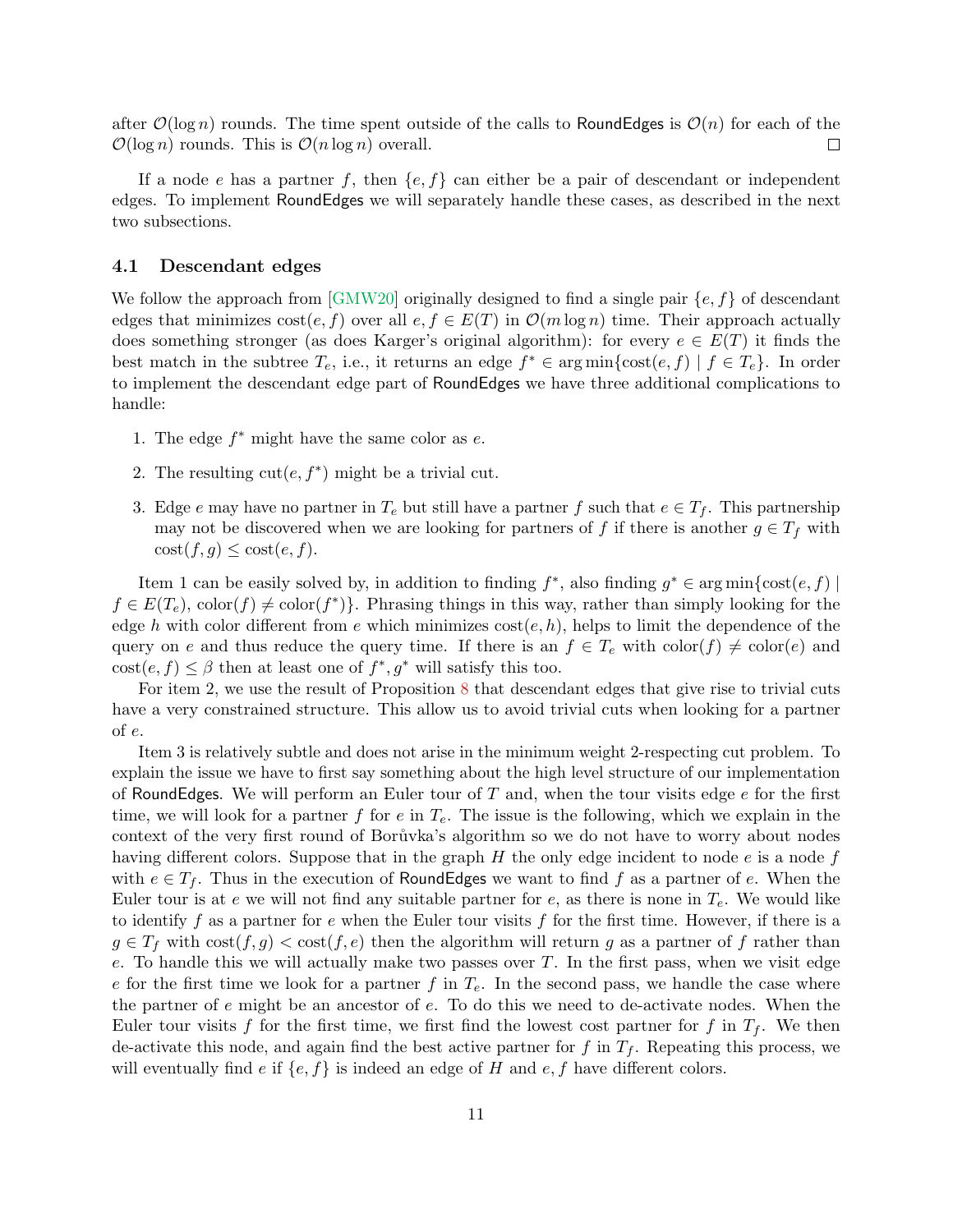after $\mathcal{O}(\log n)$ rounds. The time spent outside of the calls to RoundEdges is $\mathcal{O}(n)$ for each of the $\mathcal{O}(\log n)$ rounds. This is $\mathcal{O}(n \log n)$ overall. $\square$

If a node $e$ has a partner $f$, then $\{e, f\}$ can either be a pair of descendant or independent edges. To implement RoundEdges we will separately handle these cases, as described in the next two subsections.

### 4.1 Descendant edges

We follow the approach from [GMW20] originally designed to find a single pair $\{e, f\}$ of descendant edges that minimizes $\text{cost}(e, f)$ over all $e, f \in E(T)$ in $\mathcal{O}(m \log n)$ time. Their approach actually does something stronger (as does Karger's original algorithm): for every $e \in E(T)$ it finds the best match in the subtree $T_e$, i.e., it returns an edge $f^* \in \arg\min\{\text{cost}(e, f) \mid f \in T_e\}$. In order to implement the descendant edge part of RoundEdges we have three additional complications to handle:

1. The edge $f^*$ might have the same color as $e$.
2. The resulting $\text{cut}(e, f^*)$ might be a trivial cut.
3. Edge $e$ may have no partner in $T_e$ but still have a partner $f$ such that $e \in T_f$. This partnership may not be discovered when we are looking for partners of $f$ if there is another $g \in T_f$ with $\text{cost}(f, g) \leq \text{cost}(e, f)$.

Item 1 can be easily solved by, in addition to finding $f^*$, also finding $g^* \in \arg\min\{\text{cost}(e, f) \mid f \in E(T_e), \text{color}(f) \neq \text{color}(f^*)\}$. Phrasing things in this way, rather than simply looking for the edge $h$ with color different from $e$ which minimizes $\text{cost}(e, h)$, helps to limit the dependence of the query on $e$ and thus reduce the query time. If there is an $f \in T_e$ with $\text{color}(f) \neq \text{color}(e)$ and $\text{cost}(e, f) \leq \beta$ then at least one of $f^*, g^*$ will satisfy this too.

For item 2, we use the result of Proposition 8 that descendant edges that give rise to trivial cuts have a very constrained structure. This allow us to avoid trivial cuts when looking for a partner of $e$.

Item 3 is relatively subtle and does not arise in the minimum weight 2-respecting cut problem. To explain the issue we have to first say something about the high level structure of our implementation of RoundEdges. We will perform an Euler tour of $T$ and, when the tour visits edge $e$ for the first time, we will look for a partner $f$ for $e$ in $T_e$. The issue is the following, which we explain in the context of the very first round of Borůvka's algorithm so we do not have to worry about nodes having different colors. Suppose that in the graph $H$ the only edge incident to node $e$ is a node $f$ with $e \in T_f$. Thus in the execution of RoundEdges we want to find $f$ as a partner of $e$. When the Euler tour is at $e$ we will not find any suitable partner for $e$, as there is none in $T_e$. We would like to identify $f$ as a partner for $e$ when the Euler tour visits $f$ for the first time. However, if there is a $g \in T_f$ with $\text{cost}(f, g) < \text{cost}(f, e)$ then the algorithm will return $g$ as a partner of $f$ rather than $e$. To handle this we will actually make two passes over $T$. In the first pass, when we visit edge $e$ for the first time we look for a partner $f$ in $T_e$. In the second pass, we handle the case where the partner of $e$ might be an ancestor of $e$. To do this we need to de-activate nodes. When the Euler tour visits $f$ for the first time, we first find the lowest cost partner for $f$ in $T_f$. We then de-activate this node, and again find the best active partner for $f$ in $T_f$. Repeating this process, we will eventually find $e$ if $\{e, f\}$ is indeed an edge of $H$ and $e, f$ have different colors.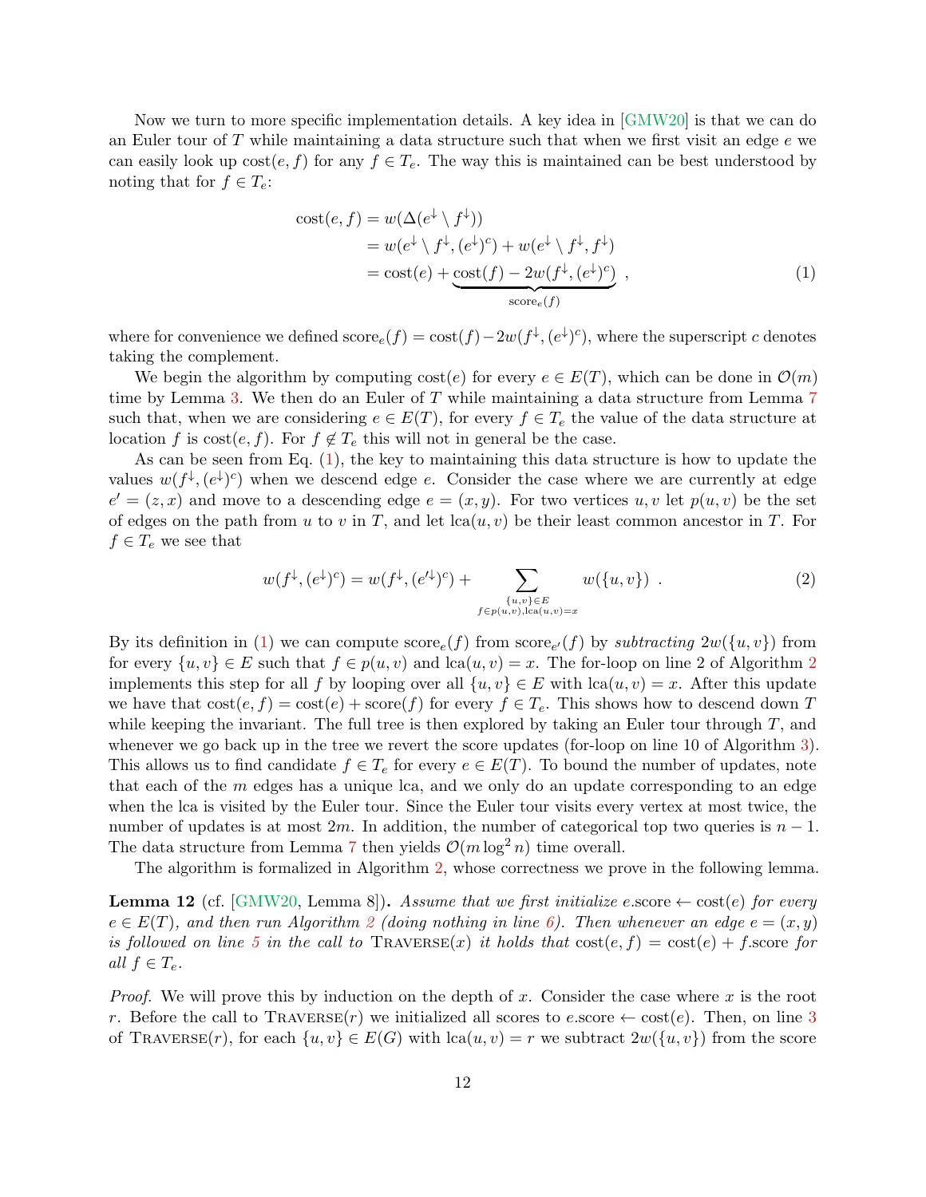Now we turn to more specific implementation details. A key idea in [GMW20] is that we can do an Euler tour of $T$ while maintaining a data structure such that when we first visit an edge $e$ we can easily look up $\mathrm{cost}(e, f)$ for any $f \in T_e$. The way this is maintained can be best understood by noting that for $f \in T_e$:

$$
\begin{aligned}
\mathrm{cost}(e,f) &= w(\Delta(e^{\downarrow} \setminus f^{\downarrow})) \\
&= w(e^{\downarrow} \setminus f^{\downarrow}, (e^{\downarrow})^c) + w(e^{\downarrow} \setminus f^{\downarrow}, f^{\downarrow}) \\
&= \mathrm{cost}(e) + \underbrace{\mathrm{cost}(f) - 2w(f^{\downarrow}, (e^{\downarrow})^c)}_{\mathrm{score}_e(f)} \ ,
\end{aligned} \tag{1}
$$

where for convenience we defined $\mathrm{score}_e(f) = \mathrm{cost}(f) - 2w(f^{\downarrow}, (e^{\downarrow})^c)$, where the superscript $c$ denotes taking the complement.

We begin the algorithm by computing $\mathrm{cost}(e)$ for every $e \in E(T)$, which can be done in $\mathcal{O}(m)$ time by Lemma 3. We then do an Euler of $T$ while maintaining a data structure from Lemma 7 such that, when we are considering $e \in E(T)$, for every $f \in T_e$ the value of the data structure at location $f$ is $\mathrm{cost}(e, f)$. For $f \notin T_e$ this will not in general be the case.

As can be seen from Eq. (1), the key to maintaining this data structure is how to update the values $w(f^{\downarrow}, (e^{\downarrow})^c)$ when we descend edge $e$. Consider the case where we are currently at edge $e' = (z, x)$ and move to a descending edge $e = (x, y)$. For two vertices $u, v$ let $p(u, v)$ be the set of edges on the path from $u$ to $v$ in $T$, and let $\mathrm{lca}(u, v)$ be their least common ancestor in $T$. For $f \in T_e$ we see that

$$
w(f^{\downarrow}, (e^{\downarrow})^c) = w(f^{\downarrow}, (e'^{\downarrow})^c) + \sum_{\substack{\{u,v\} \in E \\ f \in p(u,v), \mathrm{lca}(u,v) = x}} w(\{u, v\}) \ . \tag{2}
$$

By its definition in (1) we can compute $\mathrm{score}_e(f)$ from $\mathrm{score}_{e'}(f)$ by *subtracting* $2w(\{u, v\})$ from for every $\{u, v\} \in E$ such that $f \in p(u, v)$ and $\mathrm{lca}(u, v) = x$. The for-loop on line 2 of Algorithm 2 implements this step for all $f$ by looping over all $\{u, v\} \in E$ with $\mathrm{lca}(u, v) = x$. After this update we have that $\mathrm{cost}(e, f) = \mathrm{cost}(e) + \mathrm{score}(f)$ for every $f \in T_e$. This shows how to descend down $T$ while keeping the invariant. The full tree is then explored by taking an Euler tour through $T$, and whenever we go back up in the tree we revert the score updates (for-loop on line 10 of Algorithm 3). This allows us to find candidate $f \in T_e$ for every $e \in E(T)$. To bound the number of updates, note that each of the $m$ edges has a unique lca, and we only do an update corresponding to an edge when the lca is visited by the Euler tour. Since the Euler tour visits every vertex at most twice, the number of updates is at most $2m$. In addition, the number of categorical top two queries is $n - 1$. The data structure from Lemma 7 then yields $\mathcal{O}(m \log^2 n)$ time overall.

The algorithm is formalized in Algorithm 2, whose correctness we prove in the following lemma.

**Lemma 12** (cf. [GMW20, Lemma 8])**.** *Assume that we first initialize $e$.score $\leftarrow \mathrm{cost}(e)$ for every $e \in E(T)$, and then run Algorithm 2 (doing nothing in line 6). Then whenever an edge $e = (x, y)$ is followed on line 5 in the call to* Traverse$(x)$ *it holds that $\mathrm{cost}(e, f) = \mathrm{cost}(e) + f$.score for all $f \in T_e$.*

*Proof.* We will prove this by induction on the depth of $x$. Consider the case where $x$ is the root $r$. Before the call to Traverse$(r)$ we initialized all scores to $e$.score $\leftarrow \mathrm{cost}(e)$. Then, on line 3 of Traverse$(r)$, for each $\{u, v\} \in E(G)$ with $\mathrm{lca}(u, v) = r$ we subtract $2w(\{u, v\})$ from the score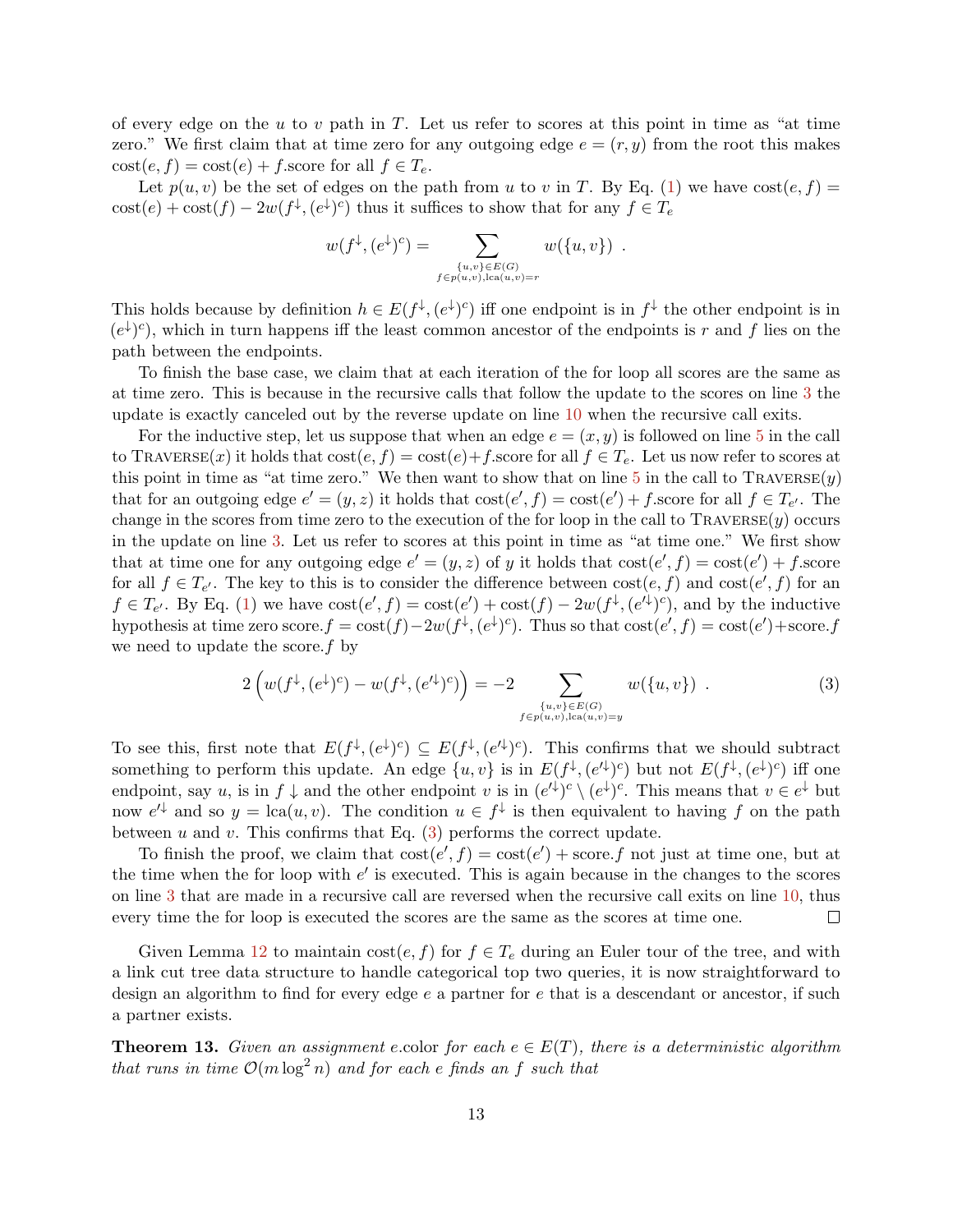of every edge on the $u$ to $v$ path in $T$. Let us refer to scores at this point in time as "at time zero." We first claim that at time zero for any outgoing edge $e = (r, y)$ from the root this makes $\text{cost}(e, f) = \text{cost}(e) + f.\text{score}$ for all $f \in T_e$.

Let $p(u, v)$ be the set of edges on the path from $u$ to $v$ in $T$. By Eq. (1) we have $\text{cost}(e, f) = \text{cost}(e) + \text{cost}(f) - 2w(f^{\downarrow}, (e^{\downarrow})^c)$ thus it suffices to show that for any $f \in T_e$

$$w(f^{\downarrow}, (e^{\downarrow})^c) = \sum_{\substack{\{u,v\} \in E(G) \\ f \in p(u,v), \text{lca}(u,v) = r}} w(\{u, v\}) \ .$$

This holds because by definition $h \in E(f^{\downarrow}, (e^{\downarrow})^c)$ iff one endpoint is in $f^{\downarrow}$ the other endpoint is in $(e^{\downarrow})^c)$, which in turn happens iff the least common ancestor of the endpoints is $r$ and $f$ lies on the path between the endpoints.

To finish the base case, we claim that at each iteration of the for loop all scores are the same as at time zero. This is because in the recursive calls that follow the update to the scores on line 3 the update is exactly canceled out by the reverse update on line 10 when the recursive call exits.

For the inductive step, let us suppose that when an edge $e = (x, y)$ is followed on line 5 in the call to Traverse($x$) it holds that $\text{cost}(e, f) = \text{cost}(e) + f.\text{score}$ for all $f \in T_e$. Let us now refer to scores at this point in time as "at time zero." We then want to show that on line 5 in the call to Traverse($y$) that for an outgoing edge $e' = (y, z)$ it holds that $\text{cost}(e', f) = \text{cost}(e') + f.\text{score}$ for all $f \in T_{e'}$. The change in the scores from time zero to the execution of the for loop in the call to Traverse($y$) occurs in the update on line 3. Let us refer to scores at this point in time as "at time one." We first show that at time one for any outgoing edge $e' = (y, z)$ of $y$ it holds that $\text{cost}(e', f) = \text{cost}(e') + f.\text{score}$ for all $f \in T_{e'}$. The key to this is to consider the difference between $\text{cost}(e, f)$ and $\text{cost}(e', f)$ for an $f \in T_{e'}$. By Eq. (1) we have $\text{cost}(e', f) = \text{cost}(e') + \text{cost}(f) - 2w(f^{\downarrow}, (e'^{\downarrow})^c)$, and by the inductive hypothesis at time zero $\text{score}.f = \text{cost}(f) - 2w(f^{\downarrow}, (e^{\downarrow})^c)$. Thus so that $\text{cost}(e', f) = \text{cost}(e') + \text{score}.f$ we need to update the score.$f$ by

$$2\left(w(f^{\downarrow}, (e^{\downarrow})^c) - w(f^{\downarrow}, (e'^{\downarrow})^c)\right) = -2 \sum_{\substack{\{u,v\} \in E(G) \\ f \in p(u,v), \text{lca}(u,v) = y}} w(\{u, v\}) \ . \tag{3}$$

To see this, first note that $E(f^{\downarrow}, (e^{\downarrow})^c) \subseteq E(f^{\downarrow}, (e'^{\downarrow})^c)$. This confirms that we should subtract something to perform this update. An edge $\{u, v\}$ is in $E(f^{\downarrow}, (e'^{\downarrow})^c)$ but not $E(f^{\downarrow}, (e^{\downarrow})^c)$ iff one endpoint, say $u$, is in $f\downarrow$ and the other endpoint $v$ is in $(e'^{\downarrow})^c \setminus (e^{\downarrow})^c$. This means that $v \in e^{\downarrow}$ but now $e'^{\downarrow}$ and so $y = \text{lca}(u, v)$. The condition $u \in f^{\downarrow}$ is then equivalent to having $f$ on the path between $u$ and $v$. This confirms that Eq. (3) performs the correct update.

To finish the proof, we claim that $\text{cost}(e', f) = \text{cost}(e') + \text{score}.f$ not just at time one, but at the time when the for loop with $e'$ is executed. This is again because in the changes to the scores on line 3 that are made in a recursive call are reversed when the recursive call exits on line 10, thus every time the for loop is executed the scores are the same as the scores at time one. $\square$

Given Lemma 12 to maintain $\text{cost}(e, f)$ for $f \in T_e$ during an Euler tour of the tree, and with a link cut tree data structure to handle categorical top two queries, it is now straightforward to design an algorithm to find for every edge $e$ a partner for $e$ that is a descendant or ancestor, if such a partner exists.

**Theorem 13.** *Given an assignment $e$.color for each $e \in E(T)$, there is a deterministic algorithm that runs in time $\mathcal{O}(m \log^2 n)$ and for each $e$ finds an $f$ such that*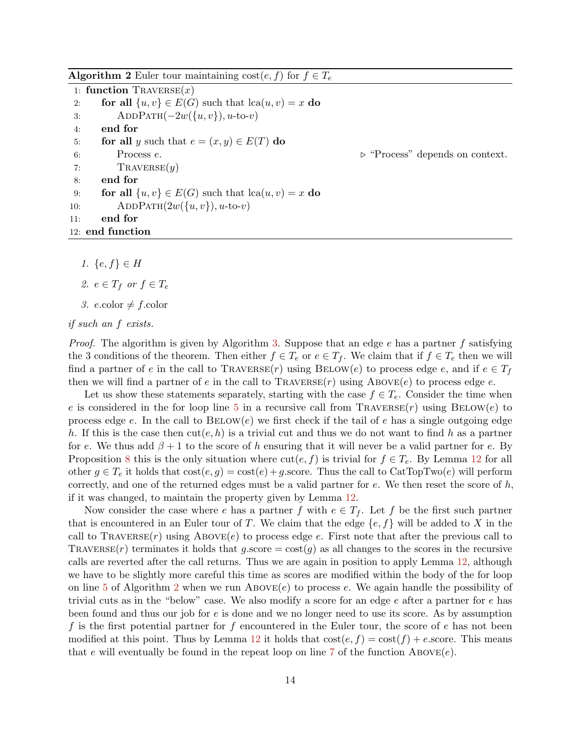**Algorithm 2** Euler tour maintaining $\text{cost}(e, f)$ for $f \in T_e$

```
 1: function TRAVERSE(x)
 2:     for all {u, v} ∈ E(G) such that lca(u, v) = x do
 3:         ADDPATH(−2w({u, v}), u-to-v)
 4:     end for
 5:     for all y such that e = (x, y) ∈ E(T) do
 6:         Process e.                              ▷ "Process" depends on context.
 7:         TRAVERSE(y)
 8:     end for
 9:     for all {u, v} ∈ E(G) such that lca(u, v) = x do
10:         ADDPATH(2w({u, v}), u-to-v)
11:     end for
12: end function
```

1. $\{e, f\} \in H$
2. $e \in T_f$ *or* $f \in T_e$
3. $e.\text{color} \neq f.\text{color}$

*if such an* $f$ *exists.*

*Proof.* The algorithm is given by Algorithm 3. Suppose that an edge $e$ has a partner $f$ satisfying the 3 conditions of the theorem. Then either $f \in T_e$ or $e \in T_f$. We claim that if $f \in T_e$ then we will find a partner of $e$ in the call to $\textsc{Traverse}(r)$ using $\textsc{Below}(e)$ to process edge $e$, and if $e \in T_f$ then we will find a partner of $e$ in the call to $\textsc{Traverse}(r)$ using $\textsc{Above}(e)$ to process edge $e$.

Let us show these statements separately, starting with the case $f \in T_e$. Consider the time when $e$ is considered in the for loop line 5 in a recursive call from $\textsc{Traverse}(r)$ using $\textsc{Below}(e)$ to process edge $e$. In the call to $\textsc{Below}(e)$ we first check if the tail of $e$ has a single outgoing edge $h$. If this is the case then $\text{cut}(e, h)$ is a trivial cut and thus we do not want to find $h$ as a partner for $e$. We thus add $\beta + 1$ to the score of $h$ ensuring that it will never be a valid partner for $e$. By Proposition 8 this is the only situation where $\text{cut}(e, f)$ is trivial for $f \in T_e$. By Lemma 12 for all other $g \in T_e$ it holds that $\text{cost}(e, g) = \text{cost}(e) + g.\text{score}$. Thus the call to CatTopTwo$(e)$ will perform correctly, and one of the returned edges must be a valid partner for $e$. We then reset the score of $h$, if it was changed, to maintain the property given by Lemma 12.

Now consider the case where $e$ has a partner $f$ with $e \in T_f$. Let $f$ be the first such partner that is encountered in an Euler tour of $T$. We claim that the edge $\{e, f\}$ will be added to $X$ in the call to $\textsc{Traverse}(r)$ using $\textsc{Above}(e)$ to process edge $e$. First note that after the previous call to $\textsc{Traverse}(r)$ terminates it holds that $g.\text{score} = \text{cost}(g)$ as all changes to the scores in the recursive calls are reverted after the call returns. Thus we are again in position to apply Lemma 12, although we have to be slightly more careful this time as scores are modified within the body of the for loop on line 5 of Algorithm 2 when we run $\textsc{Above}(e)$ to process $e$. We again handle the possibility of trivial cuts as in the "below" case. We also modify a score for an edge $e$ after a partner for $e$ has been found and thus our job for $e$ is done and we no longer need to use its score. As by assumption $f$ is the first potential partner for $f$ encountered in the Euler tour, the score of $e$ has not been modified at this point. Thus by Lemma 12 it holds that $\text{cost}(e, f) = \text{cost}(f) + e.\text{score}$. This means that $e$ will eventually be found in the repeat loop on line 7 of the function $\textsc{Above}(e)$.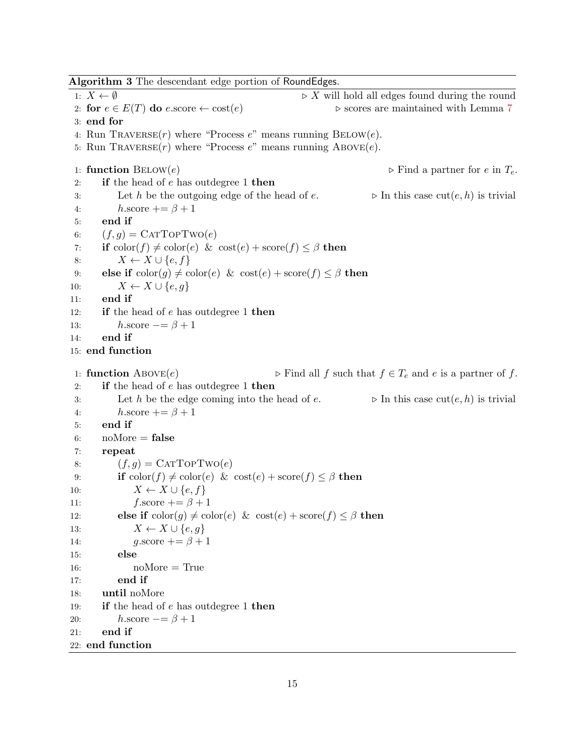**Algorithm 3** The descendant edge portion of RoundEdges.

```
1: X ← ∅                                          ▷ X will hold all edges found during the round
2: for e ∈ E(T) do e.score ← cost(e)             ▷ scores are maintained with Lemma 7
3: end for
4: Run TRAVERSE(r) where "Process e" means running BELOW(e).
5: Run TRAVERSE(r) where "Process e" means running ABOVE(e).

1: function BELOW(e)                                          ▷ Find a partner for e in T_e.
2:     if the head of e has outdegree 1 then
3:         Let h be the outgoing edge of the head of e.      ▷ In this case cut(e, h) is trivial
4:         h.score += β + 1
5:     end if
6:     (f, g) = CATTOPTWO(e)
7:     if color(f) ≠ color(e) & cost(e) + score(f) ≤ β then
8:         X ← X ∪ {e, f}
9:     else if color(g) ≠ color(e) & cost(e) + score(f) ≤ β then
10:        X ← X ∪ {e, g}
11:    end if
12:    if the head of e has outdegree 1 then
13:        h.score −= β + 1
14:    end if
15: end function

1: function ABOVE(e)                      ▷ Find all f such that f ∈ T_e and e is a partner of f.
2:     if the head of e has outdegree 1 then
3:         Let h be the edge coming into the head of e.      ▷ In this case cut(e, h) is trivial
4:         h.score += β + 1
5:     end if
6:     noMore = false
7:     repeat
8:         (f, g) = CATTOPTWO(e)
9:         if color(f) ≠ color(e) & cost(e) + score(f) ≤ β then
10:            X ← X ∪ {e, f}
11:            f.score += β + 1
12:        else if color(g) ≠ color(e) & cost(e) + score(f) ≤ β then
13:            X ← X ∪ {e, g}
14:            g.score += β + 1
15:        else
16:            noMore = True
17:        end if
18:    until noMore
19:    if the head of e has outdegree 1 then
20:        h.score −= β + 1
21:    end if
22: end function
```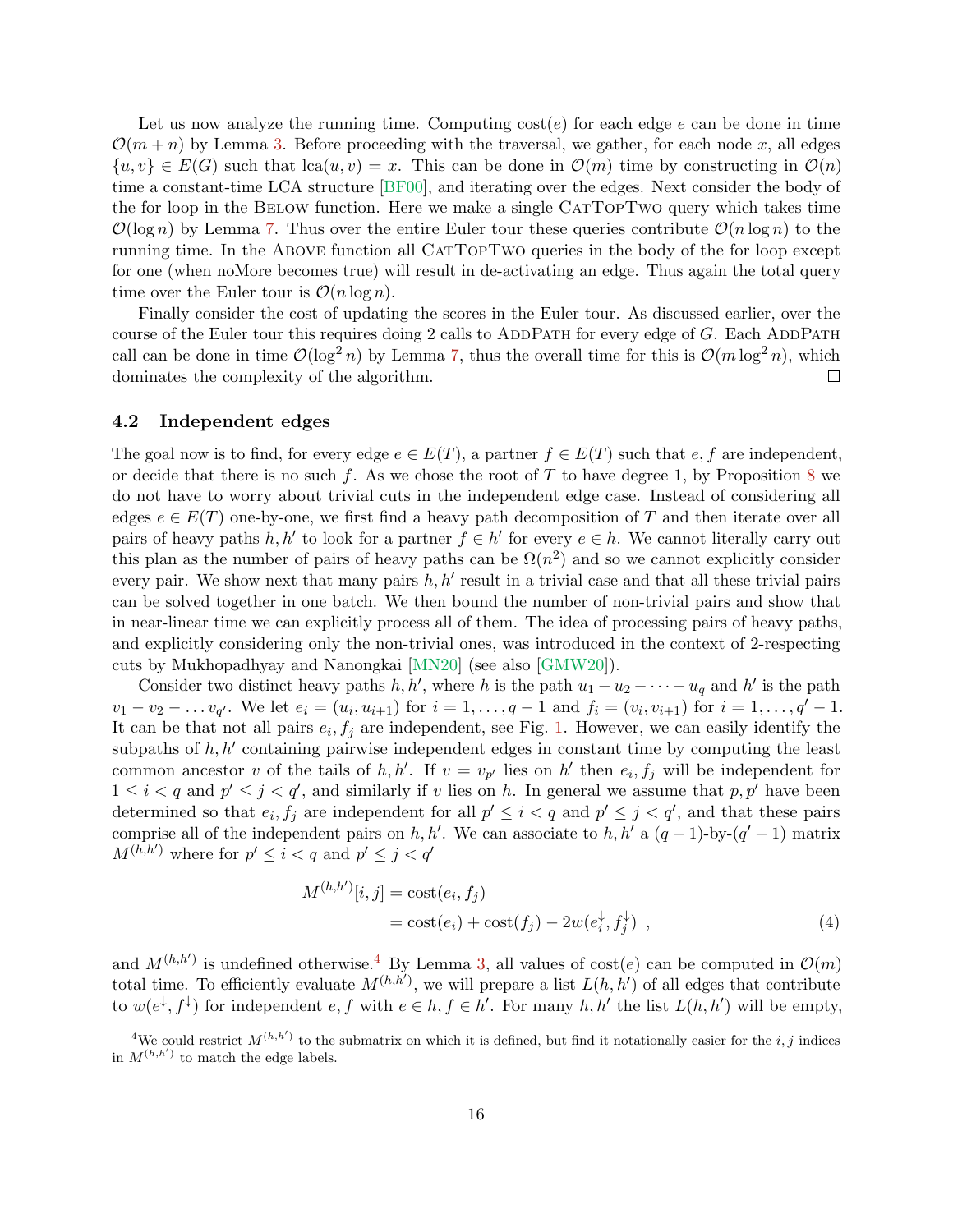Let us now analyze the running time. Computing $\text{cost}(e)$ for each edge $e$ can be done in time $\mathcal{O}(m+n)$ by Lemma 3. Before proceeding with the traversal, we gather, for each node $x$, all edges $\{u,v\} \in E(G)$ such that $\text{lca}(u,v) = x$. This can be done in $\mathcal{O}(m)$ time by constructing in $\mathcal{O}(n)$ time a constant-time LCA structure [BF00], and iterating over the edges. Next consider the body of the for loop in the Below function. Here we make a single CatTopTwo query which takes time $\mathcal{O}(\log n)$ by Lemma 7. Thus over the entire Euler tour these queries contribute $\mathcal{O}(n \log n)$ to the running time. In the Above function all CatTopTwo queries in the body of the for loop except for one (when noMore becomes true) will result in de-activating an edge. Thus again the total query time over the Euler tour is $\mathcal{O}(n \log n)$.

Finally consider the cost of updating the scores in the Euler tour. As discussed earlier, over the course of the Euler tour this requires doing 2 calls to AddPath for every edge of $G$. Each AddPath call can be done in time $\mathcal{O}(\log^2 n)$ by Lemma 7, thus the overall time for this is $\mathcal{O}(m \log^2 n)$, which dominates the complexity of the algorithm. □

### 4.2 Independent edges

The goal now is to find, for every edge $e \in E(T)$, a partner $f \in E(T)$ such that $e, f$ are independent, or decide that there is no such $f$. As we chose the root of $T$ to have degree 1, by Proposition 8 we do not have to worry about trivial cuts in the independent edge case. Instead of considering all edges $e \in E(T)$ one-by-one, we first find a heavy path decomposition of $T$ and then iterate over all pairs of heavy paths $h, h'$ to look for a partner $f \in h'$ for every $e \in h$. We cannot literally carry out this plan as the number of pairs of heavy paths can be $\Omega(n^2)$ and so we cannot explicitly consider every pair. We show next that many pairs $h, h'$ result in a trivial case and that all these trivial pairs can be solved together in one batch. We then bound the number of non-trivial pairs and show that in near-linear time we can explicitly process all of them. The idea of processing pairs of heavy paths, and explicitly considering only the non-trivial ones, was introduced in the context of 2-respecting cuts by Mukhopadhyay and Nanongkai [MN20] (see also [GMW20]).

Consider two distinct heavy paths $h, h'$, where $h$ is the path $u_1 - u_2 - \cdots - u_q$ and $h'$ is the path $v_1 - v_2 - \ldots v_{q'}$. We let $e_i = (u_i, u_{i+1})$ for $i = 1, \ldots, q-1$ and $f_i = (v_i, v_{i+1})$ for $i = 1, \ldots, q'-1$. It can be that not all pairs $e_i, f_j$ are independent, see Fig. 1. However, we can easily identify the subpaths of $h, h'$ containing pairwise independent edges in constant time by computing the least common ancestor $v$ of the tails of $h, h'$. If $v = v_{p'}$ lies on $h'$ then $e_i, f_j$ will be independent for $1 \le i < q$ and $p' \le j < q'$, and similarly if $v$ lies on $h$. In general we assume that $p, p'$ have been determined so that $e_i, f_j$ are independent for all $p' \le i < q$ and $p' \le j < q'$, and that these pairs comprise all of the independent pairs on $h, h'$. We can associate to $h, h'$ a $(q-1)$-by-$(q'-1)$ matrix $M^{(h,h')}$ where for $p' \le i < q$ and $p' \le j < q'$

$$
\begin{aligned}
M^{(h,h')}[i,j] &= \text{cost}(e_i, f_j) \\
&= \text{cost}(e_i) + \text{cost}(f_j) - 2w(e_i^{\downarrow}, f_j^{\downarrow}) \ , \qquad (4)
\end{aligned}
$$

and $M^{(h,h')}$ is undefined otherwise.[4] By Lemma 3, all values of $\text{cost}(e)$ can be computed in $\mathcal{O}(m)$ total time. To efficiently evaluate $M^{(h,h')}$, we will prepare a list $L(h,h')$ of all edges that contribute to $w(e^{\downarrow}, f^{\downarrow})$ for independent $e, f$ with $e \in h, f \in h'$. For many $h, h'$ the list $L(h,h')$ will be empty,

[4] We could restrict $M^{(h,h')}$ to the submatrix on which it is defined, but find it notationally easier for the $i,j$ indices in $M^{(h,h')}$ to match the edge labels.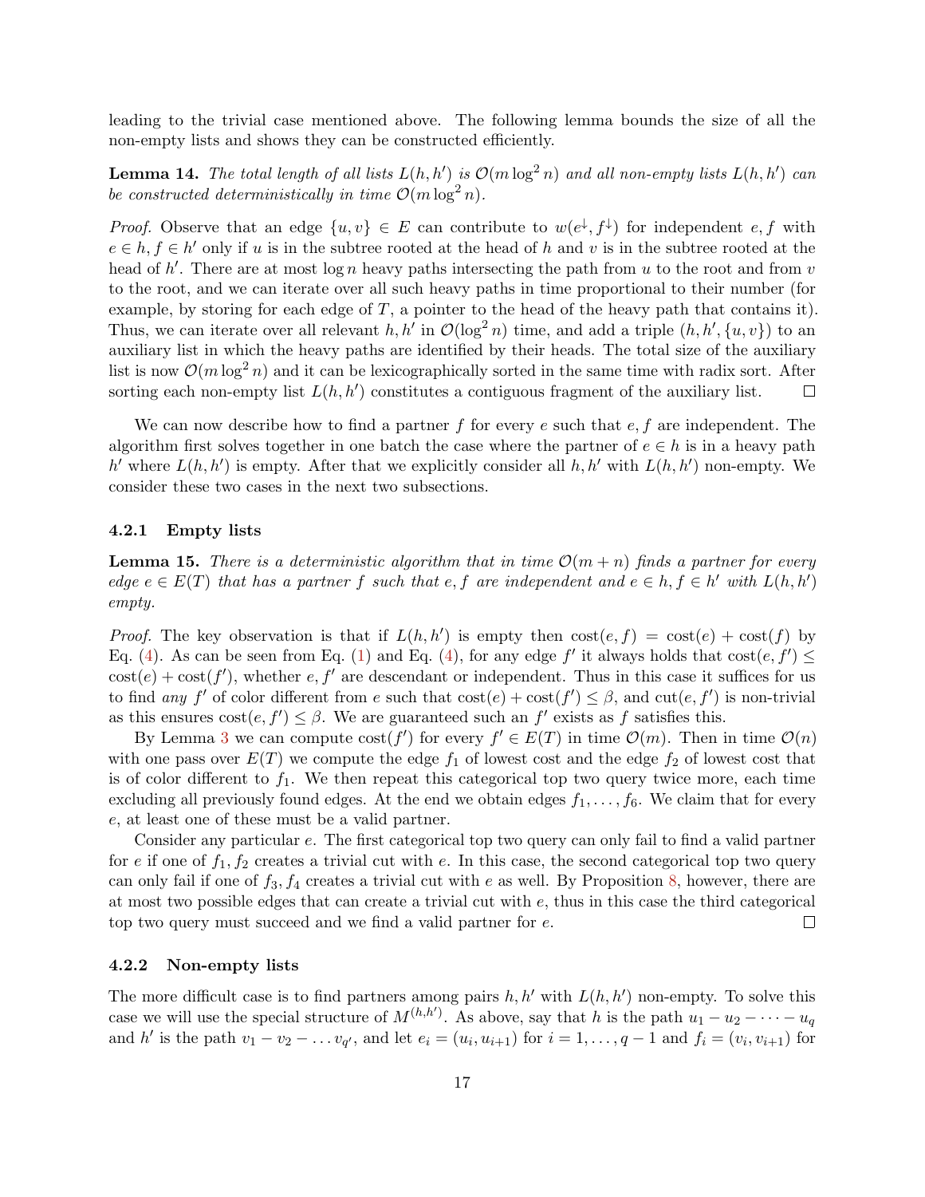leading to the trivial case mentioned above. The following lemma bounds the size of all the non-empty lists and shows they can be constructed efficiently.

**Lemma 14.** *The total length of all lists $L(h,h')$ is $\mathcal{O}(m\log^2 n)$ and all non-empty lists $L(h,h')$ can be constructed deterministically in time $\mathcal{O}(m\log^2 n)$.*

*Proof.* Observe that an edge $\{u,v\} \in E$ can contribute to $w(e^{\downarrow}, f^{\downarrow})$ for independent $e,f$ with $e \in h, f \in h'$ only if $u$ is in the subtree rooted at the head of $h$ and $v$ is in the subtree rooted at the head of $h'$. There are at most $\log n$ heavy paths intersecting the path from $u$ to the root and from $v$ to the root, and we can iterate over all such heavy paths in time proportional to their number (for example, by storing for each edge of $T$, a pointer to the head of the heavy path that contains it). Thus, we can iterate over all relevant $h,h'$ in $\mathcal{O}(\log^2 n)$ time, and add a triple $(h,h',\{u,v\})$ to an auxiliary list in which the heavy paths are identified by their heads. The total size of the auxiliary list is now $\mathcal{O}(m\log^2 n)$ and it can be lexicographically sorted in the same time with radix sort. After sorting each non-empty list $L(h,h')$ constitutes a contiguous fragment of the auxiliary list. ◻

We can now describe how to find a partner $f$ for every $e$ such that $e,f$ are independent. The algorithm first solves together in one batch the case where the partner of $e \in h$ is in a heavy path $h'$ where $L(h,h')$ is empty. After that we explicitly consider all $h,h'$ with $L(h,h')$ non-empty. We consider these two cases in the next two subsections.

### 4.2.1 Empty lists

**Lemma 15.** *There is a deterministic algorithm that in time $\mathcal{O}(m+n)$ finds a partner for every edge $e \in E(T)$ that has a partner $f$ such that $e,f$ are independent and $e \in h, f \in h'$ with $L(h,h')$ empty.*

*Proof.* The key observation is that if $L(h,h')$ is empty then $\text{cost}(e,f) = \text{cost}(e) + \text{cost}(f)$ by Eq. (4). As can be seen from Eq. (1) and Eq. (4), for any edge $f'$ it always holds that $\text{cost}(e,f') \leq \text{cost}(e) + \text{cost}(f')$, whether $e,f'$ are descendant or independent. Thus in this case it suffices for us to find *any* $f'$ of color different from $e$ such that $\text{cost}(e) + \text{cost}(f') \leq \beta$, and $\text{cut}(e,f')$ is non-trivial as this ensures $\text{cost}(e,f') \leq \beta$. We are guaranteed such an $f'$ exists as $f$ satisfies this.

By Lemma 3 we can compute $\text{cost}(f')$ for every $f' \in E(T)$ in time $\mathcal{O}(m)$. Then in time $\mathcal{O}(n)$ with one pass over $E(T)$ we compute the edge $f_1$ of lowest cost and the edge $f_2$ of lowest cost that is of color different to $f_1$. We then repeat this categorical top two query twice more, each time excluding all previously found edges. At the end we obtain edges $f_1,\ldots,f_6$. We claim that for every $e$, at least one of these must be a valid partner.

Consider any particular $e$. The first categorical top two query can only fail to find a valid partner for $e$ if one of $f_1,f_2$ creates a trivial cut with $e$. In this case, the second categorical top two query can only fail if one of $f_3,f_4$ creates a trivial cut with $e$ as well. By Proposition 8, however, there are at most two possible edges that can create a trivial cut with $e$, thus in this case the third categorical top two query must succeed and we find a valid partner for $e$. ◻

### 4.2.2 Non-empty lists

The more difficult case is to find partners among pairs $h,h'$ with $L(h,h')$ non-empty. To solve this case we will use the special structure of $M^{(h,h')}$. As above, say that $h$ is the path $u_1 - u_2 - \cdots - u_q$ and $h'$ is the path $v_1 - v_2 - \ldots v_{q'}$, and let $e_i = (u_i,u_{i+1})$ for $i = 1,\ldots,q-1$ and $f_i = (v_i,v_{i+1})$ for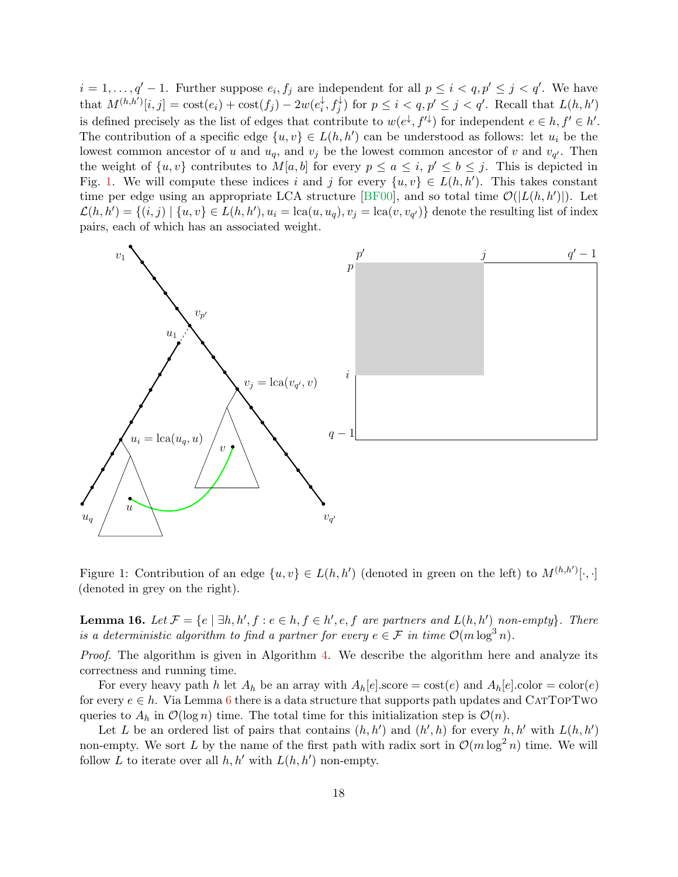$i = 1, \ldots, q' - 1$. Further suppose $e_i, f_j$ are independent for all $p \leq i < q, p' \leq j < q'$. We have that $M^{(h,h')}[i,j] = \text{cost}(e_i) + \text{cost}(f_j) - 2w(e_i^{\downarrow}, f_j^{\downarrow})$ for $p \leq i < q, p' \leq j < q'$. Recall that $L(h,h')$ is defined precisely as the list of edges that contribute to $w(e^{\downarrow}, f'^{\downarrow})$ for independent $e \in h, f' \in h'$. The contribution of a specific edge $\{u,v\} \in L(h,h')$ can be understood as follows: let $u_i$ be the lowest common ancestor of $u$ and $u_q$, and $v_j$ be the lowest common ancestor of $v$ and $v_{q'}$. Then the weight of $\{u,v\}$ contributes to $M[a,b]$ for every $p \leq a \leq i$, $p' \leq b \leq j$. This is depicted in Fig. 1. We will compute these indices $i$ and $j$ for every $\{u,v\} \in L(h,h')$. This takes constant time per edge using an appropriate LCA structure [BF00], and so total time $\mathcal{O}(|L(h,h')|)$. Let $\mathcal{L}(h,h') = \{(i,j) \mid \{u,v\} \in L(h,h'), u_i = \text{lca}(u,u_q), v_j = \text{lca}(v, v_{q'})\}$ denote the resulting list of index pairs, each of which has an associated weight.

Figure 1: Contribution of an edge $\{u,v\} \in L(h,h')$ (denoted in green on the left) to $M^{(h,h')}[\cdot,\cdot]$ (denoted in grey on the right).

**Lemma 16.** *Let $\mathcal{F} = \{e \mid \exists h, h', f : e \in h, f \in h', e, f$ are partners and $L(h,h')$ non-empty$\}$. There is a deterministic algorithm to find a partner for every $e \in \mathcal{F}$ in time $\mathcal{O}(m \log^3 n)$.*

*Proof.* The algorithm is given in Algorithm 4. We describe the algorithm here and analyze its correctness and running time.

For every heavy path $h$ let $A_h$ be an array with $A_h[e]$.score $= \text{cost}(e)$ and $A_h[e]$.color $= \text{color}(e)$ for every $e \in h$. Via Lemma 6 there is a data structure that supports path updates and CatTopTwo queries to $A_h$ in $\mathcal{O}(\log n)$ time. The total time for this initialization step is $\mathcal{O}(n)$.

Let $L$ be an ordered list of pairs that contains $(h,h')$ and $(h',h)$ for every $h,h'$ with $L(h,h')$ non-empty. We sort $L$ by the name of the first path with radix sort in $\mathcal{O}(m \log^2 n)$ time. We will follow $L$ to iterate over all $h,h'$ with $L(h,h')$ non-empty.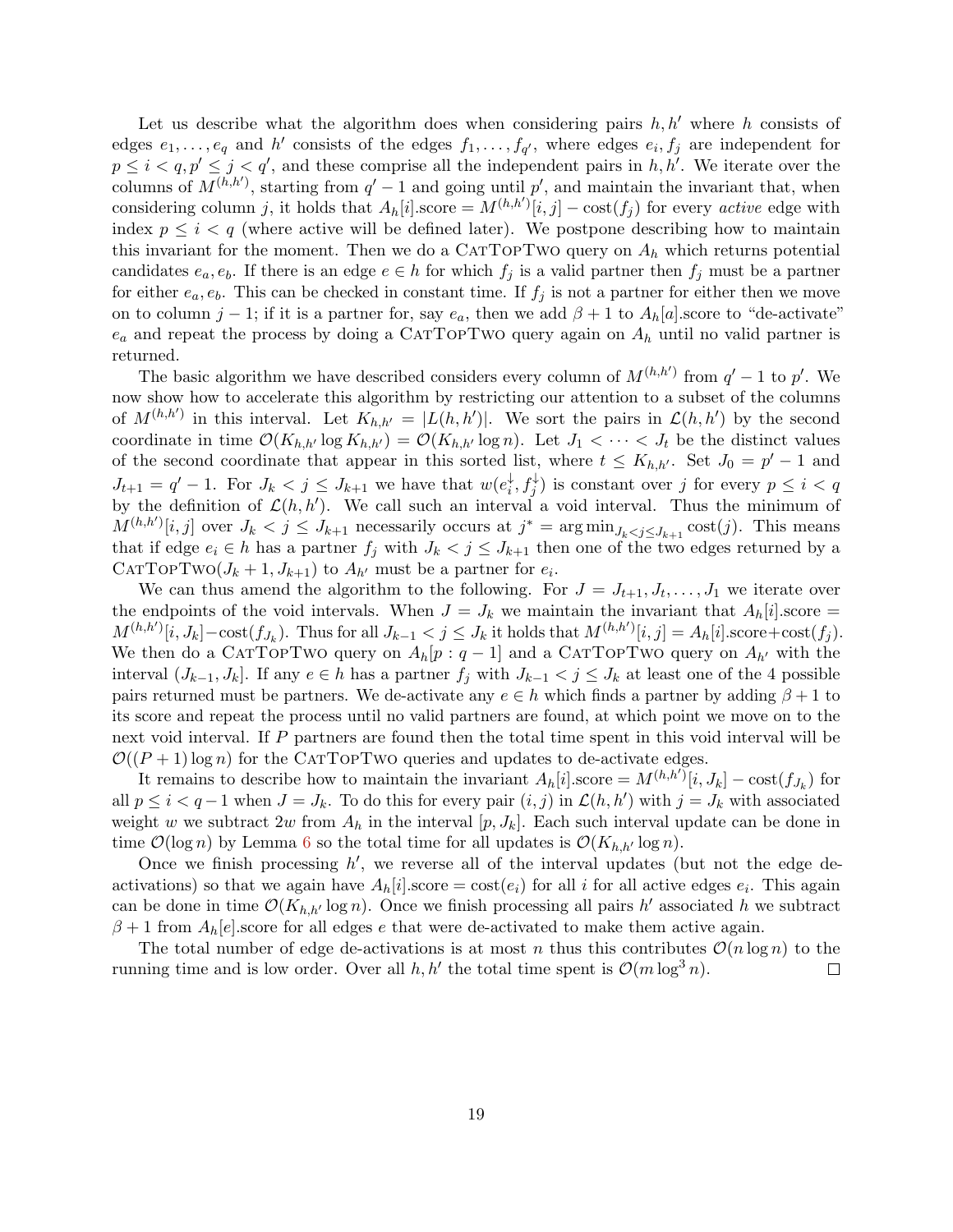Let us describe what the algorithm does when considering pairs $h, h'$ where $h$ consists of edges $e_1, \dots, e_q$ and $h'$ consists of the edges $f_1, \dots, f_{q'}$, where edges $e_i, f_j$ are independent for $p \le i < q, p' \le j < q'$, and these comprise all the independent pairs in $h, h'$. We iterate over the columns of $M^{(h,h')}$, starting from $q' - 1$ and going until $p'$, and maintain the invariant that, when considering column $j$, it holds that $A_h[i].\text{score} = M^{(h,h')}[i, j] - \text{cost}(f_j)$ for every *active* edge with index $p \le i < q$ (where active will be defined later). We postpone describing how to maintain this invariant for the moment. Then we do a CatTopTwo query on $A_h$ which returns potential candidates $e_a, e_b$. If there is an edge $e \in h$ for which $f_j$ is a valid partner then $f_j$ must be a partner for either $e_a, e_b$. This can be checked in constant time. If $f_j$ is not a partner for either then we move on to column $j - 1$; if it is a partner for, say $e_a$, then we add $\beta + 1$ to $A_h[a].\text{score}$ to "de-activate" $e_a$ and repeat the process by doing a CatTopTwo query again on $A_h$ until no valid partner is returned.

The basic algorithm we have described considers every column of $M^{(h,h')}$ from $q' - 1$ to $p'$. We now show how to accelerate this algorithm by restricting our attention to a subset of the columns of $M^{(h,h')}$ in this interval. Let $K_{h,h'} = |L(h, h')|$. We sort the pairs in $\mathcal{L}(h, h')$ by the second coordinate in time $\mathcal{O}(K_{h,h'} \log K_{h,h'}) = \mathcal{O}(K_{h,h'} \log n)$. Let $J_1 < \dots < J_t$ be the distinct values of the second coordinate that appear in this sorted list, where $t \le K_{h,h'}$. Set $J_0 = p' - 1$ and $J_{t+1} = q' - 1$. For $J_k < j \le J_{k+1}$ we have that $w(e_i^{\downarrow}, f_j^{\downarrow})$ is constant over $j$ for every $p \le i < q$ by the definition of $\mathcal{L}(h, h')$. We call such an interval a void interval. Thus the minimum of $M^{(h,h')}[i, j]$ over $J_k < j \le J_{k+1}$ necessarily occurs at $j^* = \arg\min_{J_k < j \le J_{k+1}} \text{cost}(j)$. This means that if edge $e_i \in h$ has a partner $f_j$ with $J_k < j \le J_{k+1}$ then one of the two edges returned by a CatTopTwo$(J_k + 1, J_{k+1})$ to $A_{h'}$ must be a partner for $e_i$.

We can thus amend the algorithm to the following. For $J = J_{t+1}, J_t, \dots, J_1$ we iterate over the endpoints of the void intervals. When $J = J_k$ we maintain the invariant that $A_h[i].\text{score} = M^{(h,h')}[i, J_k] - \text{cost}(f_{J_k})$. Thus for all $J_{k-1} < j \le J_k$ it holds that $M^{(h,h')}[i, j] = A_h[i].\text{score} + \text{cost}(f_j)$. We then do a CatTopTwo query on $A_h[p : q - 1]$ and a CatTopTwo query on $A_{h'}$ with the interval $(J_{k-1}, J_k]$. If any $e \in h$ has a partner $f_j$ with $J_{k-1} < j \le J_k$ at least one of the 4 possible pairs returned must be partners. We de-activate any $e \in h$ which finds a partner by adding $\beta + 1$ to its score and repeat the process until no valid partners are found, at which point we move on to the next void interval. If $P$ partners are found then the total time spent in this void interval will be $\mathcal{O}((P + 1) \log n)$ for the CatTopTwo queries and updates to de-activate edges.

It remains to describe how to maintain the invariant $A_h[i].\text{score} = M^{(h,h')}[i, J_k] - \text{cost}(f_{J_k})$ for all $p \le i < q - 1$ when $J = J_k$. To do this for every pair $(i, j)$ in $\mathcal{L}(h, h')$ with $j = J_k$ with associated weight $w$ we subtract $2w$ from $A_h$ in the interval $[p, J_k]$. Each such interval update can be done in time $\mathcal{O}(\log n)$ by Lemma 6 so the total time for all updates is $\mathcal{O}(K_{h,h'} \log n)$.

Once we finish processing $h'$, we reverse all of the interval updates (but not the edge de-activations) so that we again have $A_h[i].\text{score} = \text{cost}(e_i)$ for all $i$ for all active edges $e_i$. This again can be done in time $\mathcal{O}(K_{h,h'} \log n)$. Once we finish processing all pairs $h'$ associated $h$ we subtract $\beta + 1$ from $A_h[e].\text{score}$ for all edges $e$ that were de-activated to make them active again.

The total number of edge de-activations is at most $n$ thus this contributes $\mathcal{O}(n \log n)$ to the running time and is low order. Over all $h, h'$ the total time spent is $\mathcal{O}(m \log^3 n)$. $\square$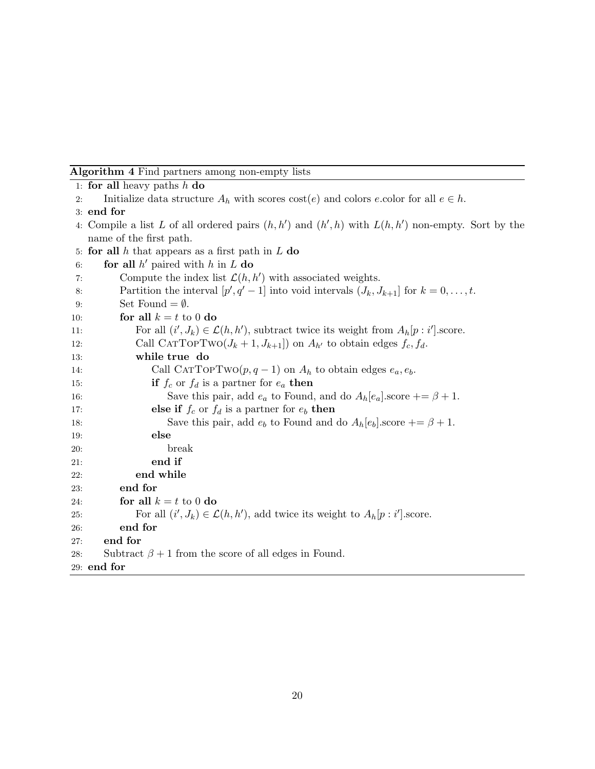**Algorithm 4** Find partners among non-empty lists

1: **for all** heavy paths $h$ **do**
2: &nbsp;&nbsp;&nbsp;&nbsp;Initialize data structure $A_h$ with scores $\text{cost}(e)$ and colors $e$.color for all $e \in h$.
3: **end for**
4: Compile a list $L$ of all ordered pairs $(h, h')$ and $(h', h)$ with $L(h, h')$ non-empty. Sort by the name of the first path.
5: **for all** $h$ that appears as a first path in $L$ **do**
6: &nbsp;&nbsp;&nbsp;&nbsp;**for all** $h'$ paired with $h$ in $L$ **do**
7: &nbsp;&nbsp;&nbsp;&nbsp;&nbsp;&nbsp;&nbsp;&nbsp;Compute the index list $\mathcal{L}(h, h')$ with associated weights.
8: &nbsp;&nbsp;&nbsp;&nbsp;&nbsp;&nbsp;&nbsp;&nbsp;Partition the interval $[p', q' - 1]$ into void intervals $(J_k, J_{k+1}]$ for $k = 0, \ldots, t$.
9: &nbsp;&nbsp;&nbsp;&nbsp;&nbsp;&nbsp;&nbsp;&nbsp;Set Found $= \emptyset$.
10: &nbsp;&nbsp;&nbsp;&nbsp;&nbsp;&nbsp;&nbsp;&nbsp;**for all** $k = t$ to $0$ **do**
11: &nbsp;&nbsp;&nbsp;&nbsp;&nbsp;&nbsp;&nbsp;&nbsp;&nbsp;&nbsp;&nbsp;&nbsp;For all $(i', J_k) \in \mathcal{L}(h, h')$, subtract twice its weight from $A_h[p : i']$.score.
12: &nbsp;&nbsp;&nbsp;&nbsp;&nbsp;&nbsp;&nbsp;&nbsp;&nbsp;&nbsp;&nbsp;&nbsp;Call CatTopTwo$(J_k + 1, J_{k+1}])$ on $A_{h'}$ to obtain edges $f_c, f_d$.
13: &nbsp;&nbsp;&nbsp;&nbsp;&nbsp;&nbsp;&nbsp;&nbsp;&nbsp;&nbsp;&nbsp;&nbsp;**while true do**
14: &nbsp;&nbsp;&nbsp;&nbsp;&nbsp;&nbsp;&nbsp;&nbsp;&nbsp;&nbsp;&nbsp;&nbsp;&nbsp;&nbsp;&nbsp;&nbsp;Call CatTopTwo$(p, q - 1)$ on $A_h$ to obtain edges $e_a, e_b$.
15: &nbsp;&nbsp;&nbsp;&nbsp;&nbsp;&nbsp;&nbsp;&nbsp;&nbsp;&nbsp;&nbsp;&nbsp;&nbsp;&nbsp;&nbsp;&nbsp;**if** $f_c$ or $f_d$ is a partner for $e_a$ **then**
16: &nbsp;&nbsp;&nbsp;&nbsp;&nbsp;&nbsp;&nbsp;&nbsp;&nbsp;&nbsp;&nbsp;&nbsp;&nbsp;&nbsp;&nbsp;&nbsp;&nbsp;&nbsp;&nbsp;&nbsp;Save this pair, add $e_a$ to Found, and do $A_h[e_a]$.score $\mathrel{+}= \beta + 1$.
17: &nbsp;&nbsp;&nbsp;&nbsp;&nbsp;&nbsp;&nbsp;&nbsp;&nbsp;&nbsp;&nbsp;&nbsp;&nbsp;&nbsp;&nbsp;&nbsp;**else if** $f_c$ or $f_d$ is a partner for $e_b$ **then**
18: &nbsp;&nbsp;&nbsp;&nbsp;&nbsp;&nbsp;&nbsp;&nbsp;&nbsp;&nbsp;&nbsp;&nbsp;&nbsp;&nbsp;&nbsp;&nbsp;&nbsp;&nbsp;&nbsp;&nbsp;Save this pair, add $e_b$ to Found and do $A_h[e_b]$.score $\mathrel{+}= \beta + 1$.
19: &nbsp;&nbsp;&nbsp;&nbsp;&nbsp;&nbsp;&nbsp;&nbsp;&nbsp;&nbsp;&nbsp;&nbsp;&nbsp;&nbsp;&nbsp;&nbsp;**else**
20: &nbsp;&nbsp;&nbsp;&nbsp;&nbsp;&nbsp;&nbsp;&nbsp;&nbsp;&nbsp;&nbsp;&nbsp;&nbsp;&nbsp;&nbsp;&nbsp;&nbsp;&nbsp;&nbsp;&nbsp;break
21: &nbsp;&nbsp;&nbsp;&nbsp;&nbsp;&nbsp;&nbsp;&nbsp;&nbsp;&nbsp;&nbsp;&nbsp;&nbsp;&nbsp;&nbsp;&nbsp;**end if**
22: &nbsp;&nbsp;&nbsp;&nbsp;&nbsp;&nbsp;&nbsp;&nbsp;&nbsp;&nbsp;&nbsp;&nbsp;**end while**
23: &nbsp;&nbsp;&nbsp;&nbsp;&nbsp;&nbsp;&nbsp;&nbsp;**end for**
24: &nbsp;&nbsp;&nbsp;&nbsp;&nbsp;&nbsp;&nbsp;&nbsp;**for all** $k = t$ to $0$ **do**
25: &nbsp;&nbsp;&nbsp;&nbsp;&nbsp;&nbsp;&nbsp;&nbsp;&nbsp;&nbsp;&nbsp;&nbsp;For all $(i', J_k) \in \mathcal{L}(h, h')$, add twice its weight to $A_h[p : i']$.score.
26: &nbsp;&nbsp;&nbsp;&nbsp;&nbsp;&nbsp;&nbsp;&nbsp;**end for**
27: &nbsp;&nbsp;&nbsp;&nbsp;**end for**
28: &nbsp;&nbsp;&nbsp;&nbsp;Subtract $\beta + 1$ from the score of all edges in Found.
29: **end for**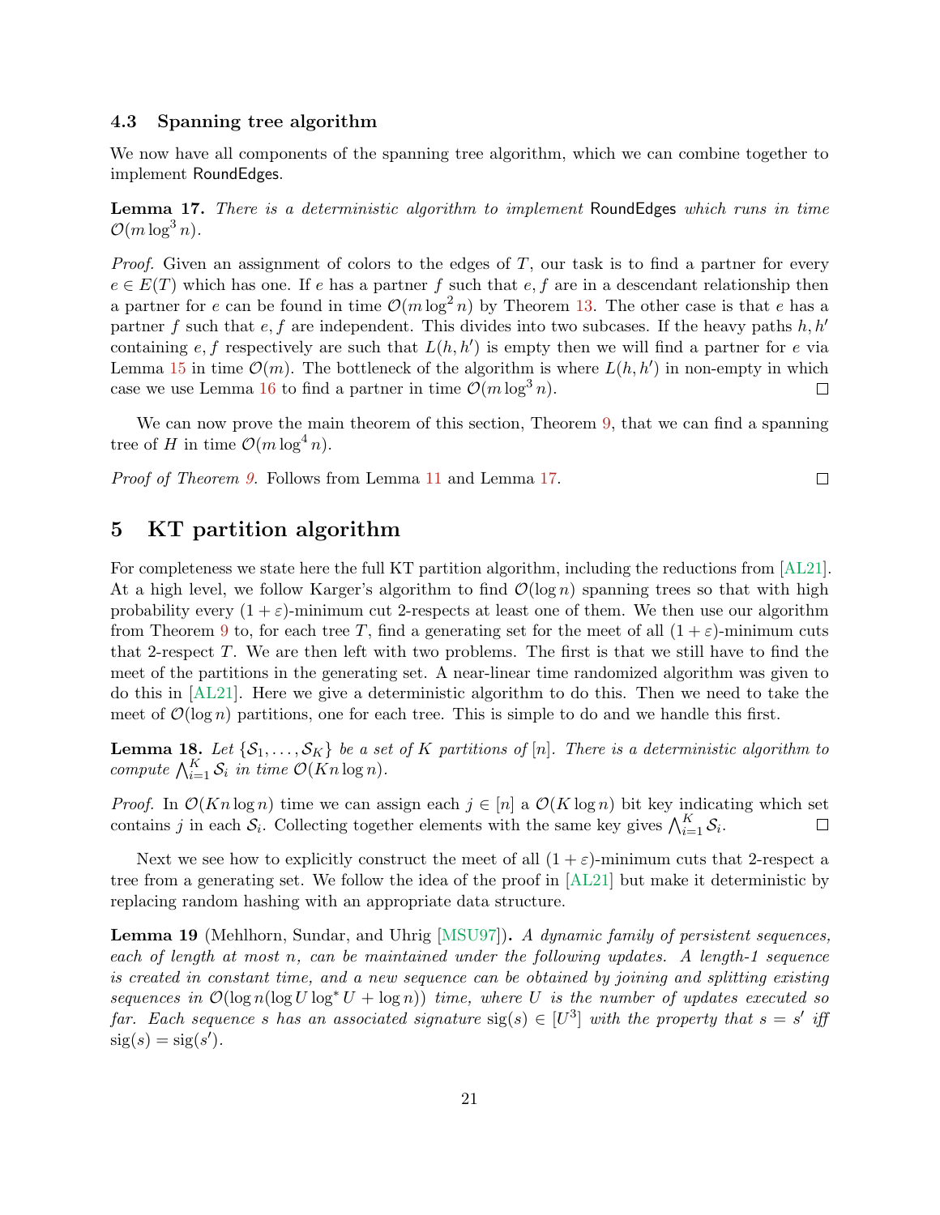### 4.3 Spanning tree algorithm

We now have all components of the spanning tree algorithm, which we can combine together to implement RoundEdges.

**Lemma 17.** *There is a deterministic algorithm to implement* RoundEdges *which runs in time* $\mathcal{O}(m \log^3 n)$.

*Proof.* Given an assignment of colors to the edges of $T$, our task is to find a partner for every $e \in E(T)$ which has one. If $e$ has a partner $f$ such that $e, f$ are in a descendant relationship then a partner for $e$ can be found in time $\mathcal{O}(m \log^2 n)$ by Theorem 13. The other case is that $e$ has a partner $f$ such that $e, f$ are independent. This divides into two subcases. If the heavy paths $h, h'$ containing $e, f$ respectively are such that $L(h, h')$ is empty then we will find a partner for $e$ via Lemma 15 in time $\mathcal{O}(m)$. The bottleneck of the algorithm is where $L(h, h')$ in non-empty in which case we use Lemma 16 to find a partner in time $\mathcal{O}(m \log^3 n)$. ◻

We can now prove the main theorem of this section, Theorem 9, that we can find a spanning tree of $H$ in time $\mathcal{O}(m \log^4 n)$.

*Proof of Theorem 9.* Follows from Lemma 11 and Lemma 17. ◻

## 5 KT partition algorithm

For completeness we state here the full KT partition algorithm, including the reductions from [AL21]. At a high level, we follow Karger's algorithm to find $\mathcal{O}(\log n)$ spanning trees so that with high probability every $(1+\varepsilon)$-minimum cut 2-respects at least one of them. We then use our algorithm from Theorem 9 to, for each tree $T$, find a generating set for the meet of all $(1+\varepsilon)$-minimum cuts that 2-respect $T$. We are then left with two problems. The first is that we still have to find the meet of the partitions in the generating set. A near-linear time randomized algorithm was given to do this in [AL21]. Here we give a deterministic algorithm to do this. Then we need to take the meet of $\mathcal{O}(\log n)$ partitions, one for each tree. This is simple to do and we handle this first.

**Lemma 18.** *Let $\{\mathcal{S}_1, \ldots, \mathcal{S}_K\}$ be a set of $K$ partitions of $[n]$. There is a deterministic algorithm to compute $\bigwedge_{i=1}^{K} \mathcal{S}_i$ in time $\mathcal{O}(Kn \log n)$.*

*Proof.* In $\mathcal{O}(Kn \log n)$ time we can assign each $j \in [n]$ a $\mathcal{O}(K \log n)$ bit key indicating which set contains $j$ in each $\mathcal{S}_i$. Collecting together elements with the same key gives $\bigwedge_{i=1}^{K} \mathcal{S}_i$. ◻

Next we see how to explicitly construct the meet of all $(1+\varepsilon)$-minimum cuts that 2-respect a tree from a generating set. We follow the idea of the proof in [AL21] but make it deterministic by replacing random hashing with an appropriate data structure.

**Lemma 19** (Mehlhorn, Sundar, and Uhrig [MSU97])**.** *A dynamic family of persistent sequences, each of length at most $n$, can be maintained under the following updates. A length-1 sequence is created in constant time, and a new sequence can be obtained by joining and splitting existing sequences in $\mathcal{O}(\log n(\log U \log^* U + \log n))$ time, where $U$ is the number of updates executed so far. Each sequence $s$ has an associated signature $\mathrm{sig}(s) \in [U^3]$ with the property that $s = s'$ iff $\mathrm{sig}(s) = \mathrm{sig}(s')$.*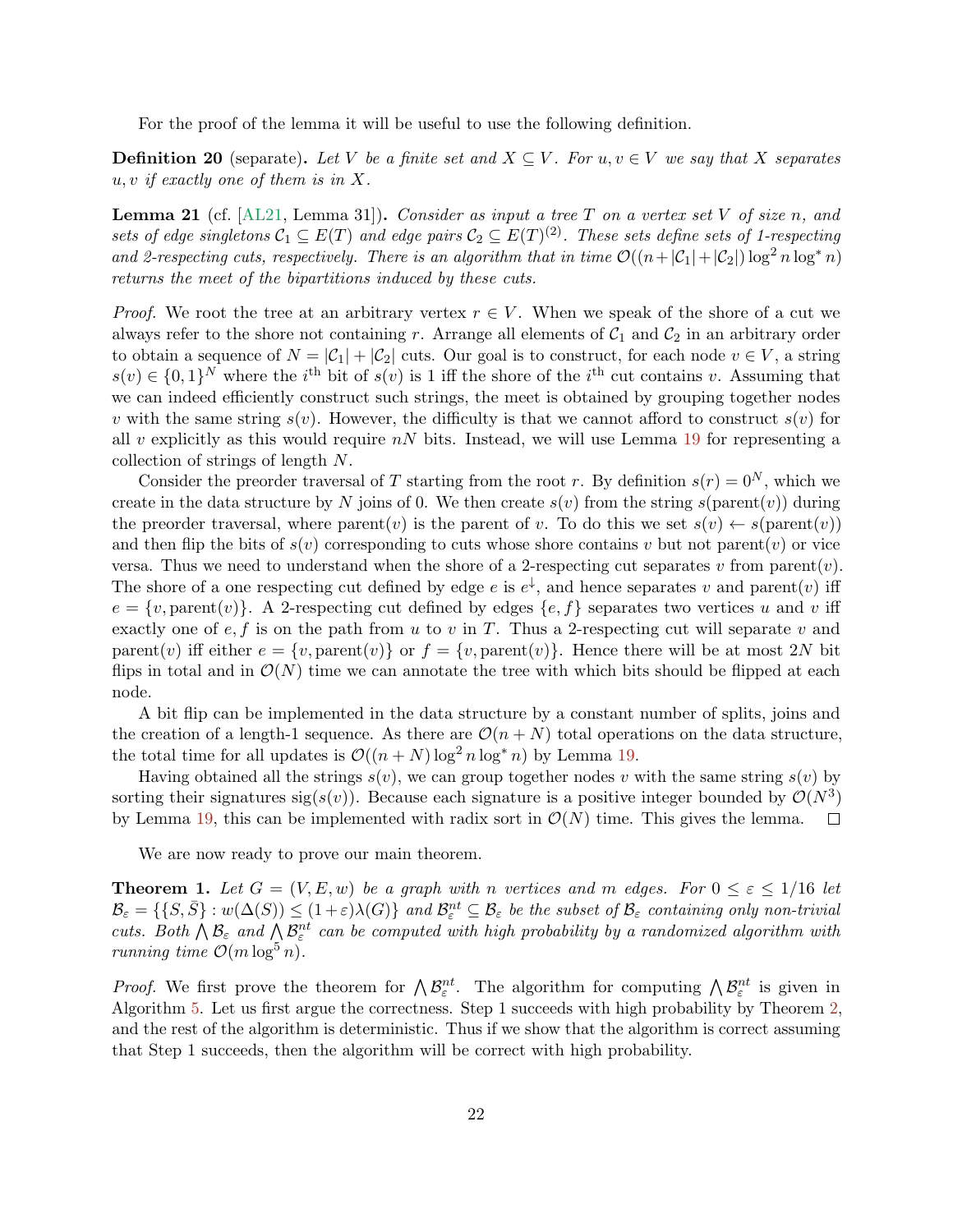For the proof of the lemma it will be useful to use the following definition.

**Definition 20** (separate)**.** *Let $V$ be a finite set and $X \subseteq V$. For $u, v \in V$ we say that $X$ separates $u, v$ if exactly one of them is in $X$.*

**Lemma 21** (cf. [AL21, Lemma 31])**.** *Consider as input a tree $T$ on a vertex set $V$ of size $n$, and sets of edge singletons $\mathcal{C}_1 \subseteq E(T)$ and edge pairs $\mathcal{C}_2 \subseteq E(T)^{(2)}$. These sets define sets of 1-respecting and 2-respecting cuts, respectively. There is an algorithm that in time $\mathcal{O}((n+|\mathcal{C}_1|+|\mathcal{C}_2|)\log^2 n \log^* n)$ returns the meet of the bipartitions induced by these cuts.*

*Proof.* We root the tree at an arbitrary vertex $r \in V$. When we speak of the shore of a cut we always refer to the shore not containing $r$. Arrange all elements of $\mathcal{C}_1$ and $\mathcal{C}_2$ in an arbitrary order to obtain a sequence of $N = |\mathcal{C}_1| + |\mathcal{C}_2|$ cuts. Our goal is to construct, for each node $v \in V$, a string $s(v) \in \{0,1\}^N$ where the $i^{\text{th}}$ bit of $s(v)$ is 1 iff the shore of the $i^{\text{th}}$ cut contains $v$. Assuming that we can indeed efficiently construct such strings, the meet is obtained by grouping together nodes $v$ with the same string $s(v)$. However, the difficulty is that we cannot afford to construct $s(v)$ for all $v$ explicitly as this would require $nN$ bits. Instead, we will use Lemma 19 for representing a collection of strings of length $N$.

Consider the preorder traversal of $T$ starting from the root $r$. By definition $s(r) = 0^N$, which we create in the data structure by $N$ joins of 0. We then create $s(v)$ from the string $s(\text{parent}(v))$ during the preorder traversal, where $\text{parent}(v)$ is the parent of $v$. To do this we set $s(v) \leftarrow s(\text{parent}(v))$ and then flip the bits of $s(v)$ corresponding to cuts whose shore contains $v$ but not $\text{parent}(v)$ or vice versa. Thus we need to understand when the shore of a 2-respecting cut separates $v$ from $\text{parent}(v)$. The shore of a one respecting cut defined by edge $e$ is $e^{\downarrow}$, and hence separates $v$ and $\text{parent}(v)$ iff $e = \{v, \text{parent}(v)\}$. A 2-respecting cut defined by edges $\{e, f\}$ separates two vertices $u$ and $v$ iff exactly one of $e, f$ is on the path from $u$ to $v$ in $T$. Thus a 2-respecting cut will separate $v$ and $\text{parent}(v)$ iff either $e = \{v, \text{parent}(v)\}$ or $f = \{v, \text{parent}(v)\}$. Hence there will be at most $2N$ bit flips in total and in $\mathcal{O}(N)$ time we can annotate the tree with which bits should be flipped at each node.

A bit flip can be implemented in the data structure by a constant number of splits, joins and the creation of a length-1 sequence. As there are $\mathcal{O}(n+N)$ total operations on the data structure, the total time for all updates is $\mathcal{O}((n+N)\log^2 n \log^* n)$ by Lemma 19.

Having obtained all the strings $s(v)$, we can group together nodes $v$ with the same string $s(v)$ by sorting their signatures $\text{sig}(s(v))$. Because each signature is a positive integer bounded by $\mathcal{O}(N^3)$ by Lemma 19, this can be implemented with radix sort in $\mathcal{O}(N)$ time. This gives the lemma. ◻

We are now ready to prove our main theorem.

**Theorem 1.** *Let $G = (V, E, w)$ be a graph with $n$ vertices and $m$ edges. For $0 \le \varepsilon \le 1/16$ let $\mathcal{B}_\varepsilon = \{\{S, \bar{S}\} : w(\Delta(S)) \le (1+\varepsilon)\lambda(G)\}$ and $\mathcal{B}_\varepsilon^{nt} \subseteq \mathcal{B}_\varepsilon$ be the subset of $\mathcal{B}_\varepsilon$ containing only non-trivial cuts. Both $\bigwedge \mathcal{B}_\varepsilon$ and $\bigwedge \mathcal{B}_\varepsilon^{nt}$ can be computed with high probability by a randomized algorithm with running time $\mathcal{O}(m \log^5 n)$.*

*Proof.* We first prove the theorem for $\bigwedge \mathcal{B}_\varepsilon^{nt}$. The algorithm for computing $\bigwedge \mathcal{B}_\varepsilon^{nt}$ is given in Algorithm 5. Let us first argue the correctness. Step 1 succeeds with high probability by Theorem 2, and the rest of the algorithm is deterministic. Thus if we show that the algorithm is correct assuming that Step 1 succeeds, then the algorithm will be correct with high probability.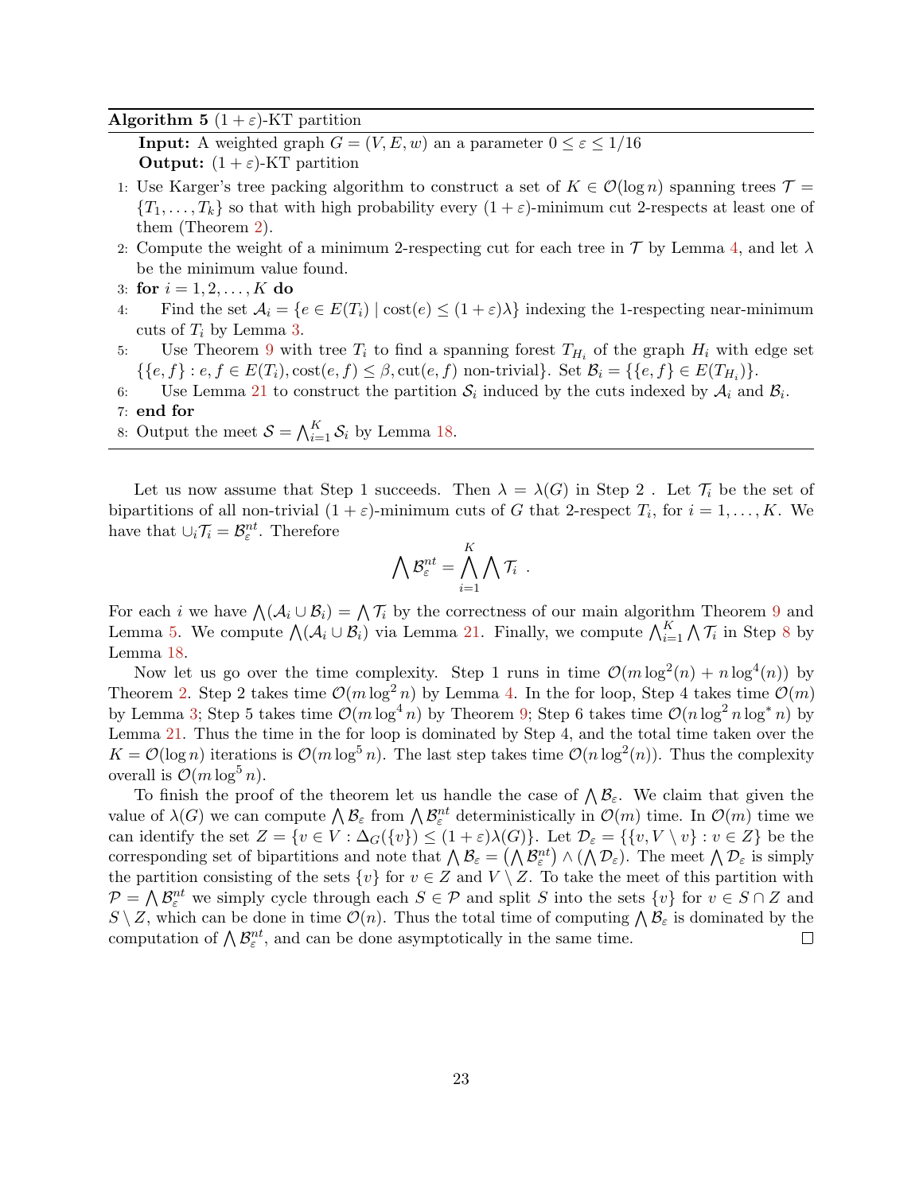**Algorithm 5** $(1+\varepsilon)$-KT partition

**Input:** A weighted graph $G = (V, E, w)$ an a parameter $0 \le \varepsilon \le 1/16$
**Output:** $(1+\varepsilon)$-KT partition

1: Use Karger's tree packing algorithm to construct a set of $K \in \mathcal{O}(\log n)$ spanning trees $\mathcal{T} = \{T_1, \ldots, T_k\}$ so that with high probability every $(1+\varepsilon)$-minimum cut 2-respects at least one of them (Theorem 2).
2: Compute the weight of a minimum 2-respecting cut for each tree in $\mathcal{T}$ by Lemma 4, and let $\lambda$ be the minimum value found.
3: **for** $i = 1, 2, \ldots, K$ **do**
4: Find the set $\mathcal{A}_i = \{e \in E(T_i) \mid \mathrm{cost}(e) \le (1+\varepsilon)\lambda\}$ indexing the 1-respecting near-minimum cuts of $T_i$ by Lemma 3.
5: Use Theorem 9 with tree $T_i$ to find a spanning forest $T_{H_i}$ of the graph $H_i$ with edge set $\{\{e, f\} : e, f \in E(T_i), \mathrm{cost}(e, f) \le \beta, \mathrm{cut}(e, f) \text{ non-trivial}\}$. Set $\mathcal{B}_i = \{\{e, f\} \in E(T_{H_i})\}$.
6: Use Lemma 21 to construct the partition $\mathcal{S}_i$ induced by the cuts indexed by $\mathcal{A}_i$ and $\mathcal{B}_i$.
7: **end for**
8: Output the meet $\mathcal{S} = \bigwedge_{i=1}^{K} \mathcal{S}_i$ by Lemma 18.

Let us now assume that Step 1 succeeds. Then $\lambda = \lambda(G)$ in Step 2 . Let $\mathcal{T}_i$ be the set of bipartitions of all non-trivial $(1+\varepsilon)$-minimum cuts of $G$ that 2-respect $T_i$, for $i = 1, \ldots, K$. We have that $\cup_i \mathcal{T}_i = \mathcal{B}_\varepsilon^{nt}$. Therefore

$$\bigwedge \mathcal{B}_\varepsilon^{nt} = \bigwedge_{i=1}^{K} \bigwedge \mathcal{T}_i \ .$$

For each $i$ we have $\bigwedge(\mathcal{A}_i \cup \mathcal{B}_i) = \bigwedge \mathcal{T}_i$ by the correctness of our main algorithm Theorem 9 and Lemma 5. We compute $\bigwedge(\mathcal{A}_i \cup \mathcal{B}_i)$ via Lemma 21. Finally, we compute $\bigwedge_{i=1}^{K} \bigwedge \mathcal{T}_i$ in Step 8 by Lemma 18.

Now let us go over the time complexity. Step 1 runs in time $\mathcal{O}(m \log^2(n) + n \log^4(n))$ by Theorem 2. Step 2 takes time $\mathcal{O}(m \log^2 n)$ by Lemma 4. In the for loop, Step 4 takes time $\mathcal{O}(m)$ by Lemma 3; Step 5 takes time $\mathcal{O}(m \log^4 n)$ by Theorem 9; Step 6 takes time $\mathcal{O}(n \log^2 n \log^* n)$ by Lemma 21. Thus the time in the for loop is dominated by Step 4, and the total time taken over the $K = \mathcal{O}(\log n)$ iterations is $\mathcal{O}(m \log^5 n)$. The last step takes time $\mathcal{O}(n \log^2(n))$. Thus the complexity overall is $\mathcal{O}(m \log^5 n)$.

To finish the proof of the theorem let us handle the case of $\bigwedge \mathcal{B}_\varepsilon$. We claim that given the value of $\lambda(G)$ we can compute $\bigwedge \mathcal{B}_\varepsilon$ from $\bigwedge \mathcal{B}_\varepsilon^{nt}$ deterministically in $\mathcal{O}(m)$ time. In $\mathcal{O}(m)$ time we can identify the set $Z = \{v \in V : \Delta_G(\{v\}) \le (1+\varepsilon)\lambda(G)\}$. Let $\mathcal{D}_\varepsilon = \{\{v, V \setminus v\} : v \in Z\}$ be the corresponding set of bipartitions and note that $\bigwedge \mathcal{B}_\varepsilon = \left(\bigwedge \mathcal{B}_\varepsilon^{nt}\right) \wedge \left(\bigwedge \mathcal{D}_\varepsilon\right)$. The meet $\bigwedge \mathcal{D}_\varepsilon$ is simply the partition consisting of the sets $\{v\}$ for $v \in Z$ and $V \setminus Z$. To take the meet of this partition with $\mathcal{P} = \bigwedge \mathcal{B}_\varepsilon^{nt}$ we simply cycle through each $S \in \mathcal{P}$ and split $S$ into the sets $\{v\}$ for $v \in S \cap Z$ and $S \setminus Z$, which can be done in time $\mathcal{O}(n)$. Thus the total time of computing $\bigwedge \mathcal{B}_\varepsilon$ is dominated by the computation of $\bigwedge \mathcal{B}_\varepsilon^{nt}$, and can be done asymptotically in the same time. $\square$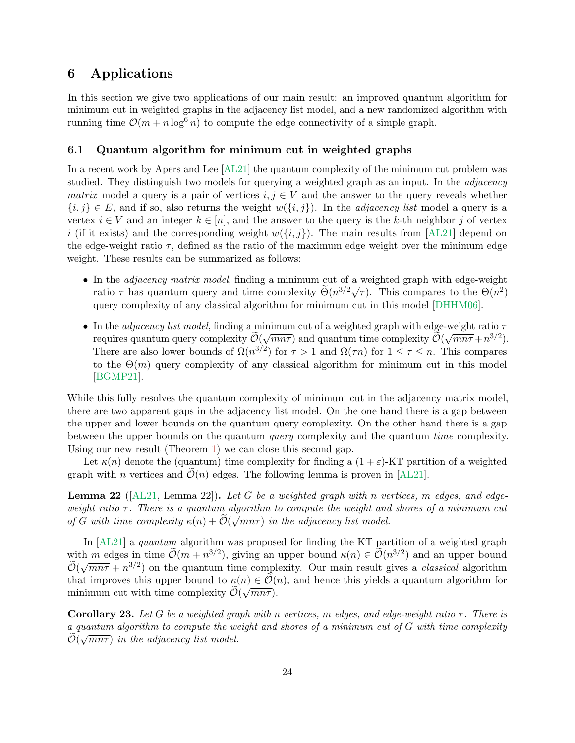## 6 Applications

In this section we give two applications of our main result: an improved quantum algorithm for minimum cut in weighted graphs in the adjacency list model, and a new randomized algorithm with running time $\mathcal{O}(m + n \log^6 n)$ to compute the edge connectivity of a simple graph.

### 6.1 Quantum algorithm for minimum cut in weighted graphs

In a recent work by Apers and Lee [AL21] the quantum complexity of the minimum cut problem was studied. They distinguish two models for querying a weighted graph as an input. In the *adjacency matrix* model a query is a pair of vertices $i, j \in V$ and the answer to the query reveals whether $\{i, j\} \in E$, and if so, also returns the weight $w(\{i, j\})$. In the *adjacency list* model a query is a vertex $i \in V$ and an integer $k \in [n]$, and the answer to the query is the $k$-th neighbor $j$ of vertex $i$ (if it exists) and the corresponding weight $w(\{i, j\})$. The main results from [AL21] depend on the edge-weight ratio $\tau$, defined as the ratio of the maximum edge weight over the minimum edge weight. These results can be summarized as follows:

- In the *adjacency matrix model*, finding a minimum cut of a weighted graph with edge-weight ratio $\tau$ has quantum query and time complexity $\widetilde{\Theta}(n^{3/2}\sqrt{\tau})$. This compares to the $\Theta(n^2)$ query complexity of any classical algorithm for minimum cut in this model [DHHM06].
- In the *adjacency list model*, finding a minimum cut of a weighted graph with edge-weight ratio $\tau$ requires quantum query complexity $\widetilde{\mathcal{O}}(\sqrt{mn\tau})$ and quantum time complexity $\widetilde{\mathcal{O}}(\sqrt{mn\tau} + n^{3/2})$. There are also lower bounds of $\Omega(n^{3/2})$ for $\tau > 1$ and $\Omega(\tau n)$ for $1 \leq \tau \leq n$. This compares to the $\Theta(m)$ query complexity of any classical algorithm for minimum cut in this model [BGMP21].

While this fully resolves the quantum complexity of minimum cut in the adjacency matrix model, there are two apparent gaps in the adjacency list model. On the one hand there is a gap between the upper and lower bounds on the quantum query complexity. On the other hand there is a gap between the upper bounds on the quantum *query* complexity and the quantum *time* complexity. Using our new result (Theorem 1) we can close this second gap.

Let $\kappa(n)$ denote the (quantum) time complexity for finding a $(1 + \varepsilon)$-KT partition of a weighted graph with $n$ vertices and $\widetilde{\mathcal{O}}(n)$ edges. The following lemma is proven in [AL21].

**Lemma 22** ([AL21, Lemma 22])**.** *Let $G$ be a weighted graph with $n$ vertices, $m$ edges, and edge-weight ratio $\tau$. There is a quantum algorithm to compute the weight and shores of a minimum cut of $G$ with time complexity $\kappa(n) + \widetilde{\mathcal{O}}(\sqrt{mn\tau})$ in the adjacency list model.*

In [AL21] a *quantum* algorithm was proposed for finding the KT partition of a weighted graph with $m$ edges in time $\widetilde{\mathcal{O}}(m + n^{3/2})$, giving an upper bound $\kappa(n) \in \widetilde{\mathcal{O}}(n^{3/2})$ and an upper bound $\widetilde{\mathcal{O}}(\sqrt{mn\tau} + n^{3/2})$ on the quantum time complexity. Our main result gives a *classical* algorithm that improves this upper bound to $\kappa(n) \in \widetilde{\mathcal{O}}(n)$, and hence this yields a quantum algorithm for minimum cut with time complexity $\widetilde{\mathcal{O}}(\sqrt{mn\tau})$.

**Corollary 23.** *Let $G$ be a weighted graph with $n$ vertices, $m$ edges, and edge-weight ratio $\tau$. There is a quantum algorithm to compute the weight and shores of a minimum cut of $G$ with time complexity $\widetilde{\mathcal{O}}(\sqrt{mn\tau})$ in the adjacency list model.*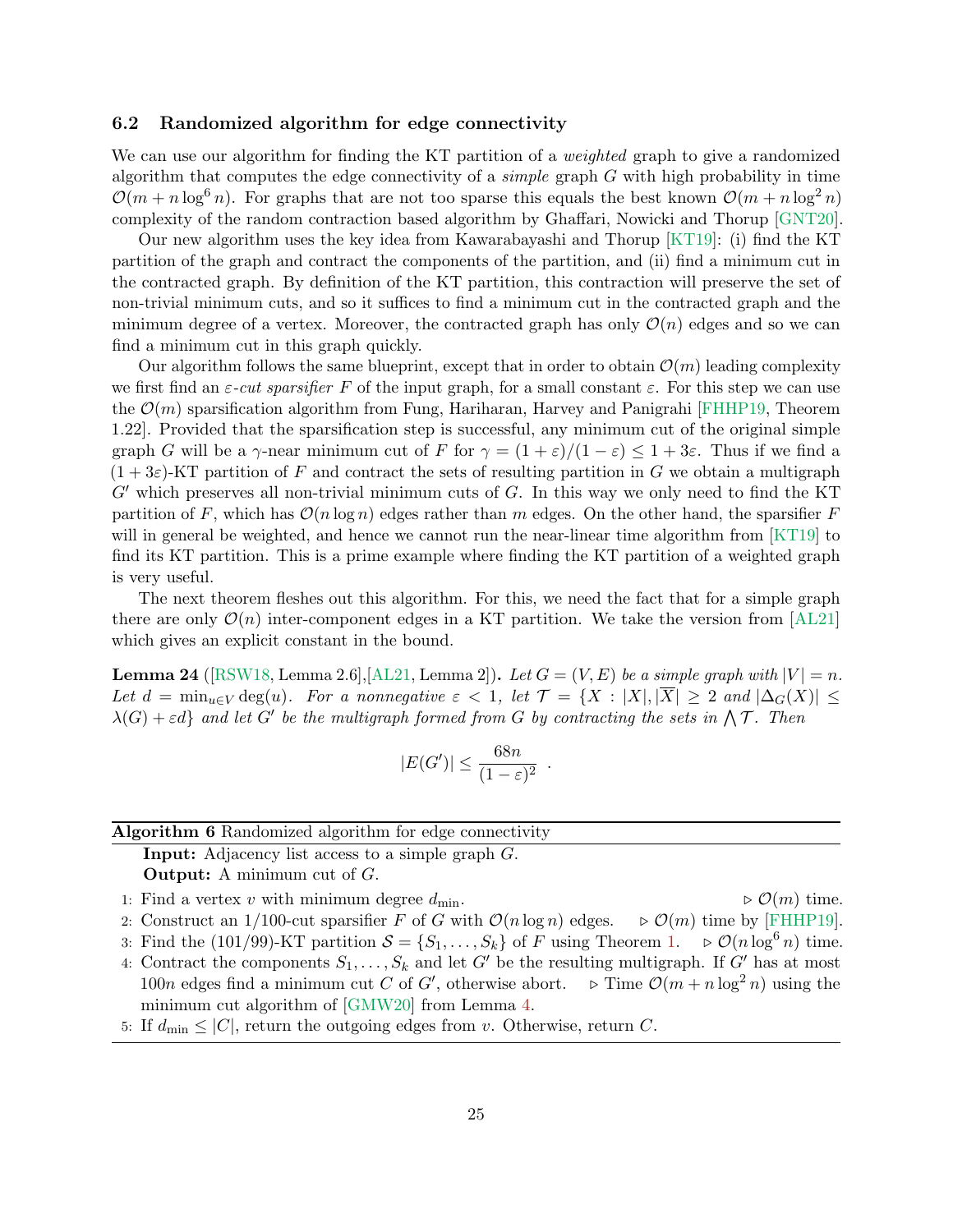### 6.2 Randomized algorithm for edge connectivity

We can use our algorithm for finding the KT partition of a *weighted* graph to give a randomized algorithm that computes the edge connectivity of a *simple* graph $G$ with high probability in time $\mathcal{O}(m + n \log^6 n)$. For graphs that are not too sparse this equals the best known $\mathcal{O}(m + n \log^2 n)$ complexity of the random contraction based algorithm by Ghaffari, Nowicki and Thorup [GNT20].

Our new algorithm uses the key idea from Kawarabayashi and Thorup [KT19]: (i) find the KT partition of the graph and contract the components of the partition, and (ii) find a minimum cut in the contracted graph. By definition of the KT partition, this contraction will preserve the set of non-trivial minimum cuts, and so it suffices to find a minimum cut in the contracted graph and the minimum degree of a vertex. Moreover, the contracted graph has only $\mathcal{O}(n)$ edges and so we can find a minimum cut in this graph quickly.

Our algorithm follows the same blueprint, except that in order to obtain $\mathcal{O}(m)$ leading complexity we first find an $\varepsilon$*-cut sparsifier* $F$ of the input graph, for a small constant $\varepsilon$. For this step we can use the $\mathcal{O}(m)$ sparsification algorithm from Fung, Hariharan, Harvey and Panigrahi [FHHP19, Theorem 1.22]. Provided that the sparsification step is successful, any minimum cut of the original simple graph $G$ will be a $\gamma$-near minimum cut of $F$ for $\gamma = (1+\varepsilon)/(1-\varepsilon) \leq 1 + 3\varepsilon$. Thus if we find a $(1+3\varepsilon)$-KT partition of $F$ and contract the sets of resulting partition in $G$ we obtain a multigraph $G'$ which preserves all non-trivial minimum cuts of $G$. In this way we only need to find the KT partition of $F$, which has $\mathcal{O}(n \log n)$ edges rather than $m$ edges. On the other hand, the sparsifier $F$ will in general be weighted, and hence we cannot run the near-linear time algorithm from [KT19] to find its KT partition. This is a prime example where finding the KT partition of a weighted graph is very useful.

The next theorem fleshes out this algorithm. For this, we need the fact that for a simple graph there are only $\mathcal{O}(n)$ inter-component edges in a KT partition. We take the version from [AL21] which gives an explicit constant in the bound.

**Lemma 24** ([RSW18, Lemma 2.6],[AL21, Lemma 2])**.** *Let $G = (V, E)$ be a simple graph with $|V| = n$. Let $d = \min_{u \in V} \deg(u)$. For a nonnegative $\varepsilon < 1$, let $\mathcal{T} = \{X : |X|, |\overline{X}| \geq 2$ and $|\Delta_G(X)| \leq \lambda(G) + \varepsilon d\}$ and let $G'$ be the multigraph formed from $G$ by contracting the sets in $\bigwedge \mathcal{T}$. Then*

$$|E(G')| \leq \frac{68n}{(1-\varepsilon)^2} \ .$$

---

**Algorithm 6** Randomized algorithm for edge connectivity

---

**Input:** Adjacency list access to a simple graph $G$.
**Output:** A minimum cut of $G$.

1: Find a vertex $v$ with minimum degree $d_{\min}$. ▷ $\mathcal{O}(m)$ time.
2: Construct an $1/100$-cut sparsifier $F$ of $G$ with $\mathcal{O}(n \log n)$ edges. ▷ $\mathcal{O}(m)$ time by [FHHP19].
3: Find the $(101/99)$-KT partition $\mathcal{S} = \{S_1, \dots, S_k\}$ of $F$ using Theorem 1. ▷ $\mathcal{O}(n \log^6 n)$ time.
4: Contract the components $S_1, \dots, S_k$ and let $G'$ be the resulting multigraph. If $G'$ has at most $100n$ edges find a minimum cut $C$ of $G'$, otherwise abort. ▷ Time $\mathcal{O}(m + n \log^2 n)$ using the minimum cut algorithm of [GMW20] from Lemma 4.
5: If $d_{\min} \leq |C|$, return the outgoing edges from $v$. Otherwise, return $C$.

---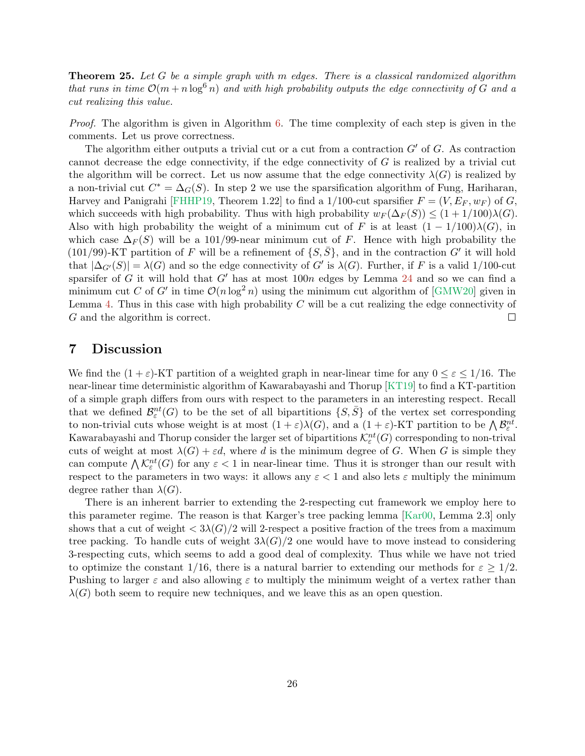**Theorem 25.** *Let $G$ be a simple graph with $m$ edges. There is a classical randomized algorithm that runs in time $\mathcal{O}(m + n\log^6 n)$ and with high probability outputs the edge connectivity of $G$ and a cut realizing this value.*

*Proof.* The algorithm is given in Algorithm 6. The time complexity of each step is given in the comments. Let us prove correctness.

The algorithm either outputs a trivial cut or a cut from a contraction $G'$ of $G$. As contraction cannot decrease the edge connectivity, if the edge connectivity of $G$ is realized by a trivial cut the algorithm will be correct. Let us now assume that the edge connectivity $\lambda(G)$ is realized by a non-trivial cut $C^* = \Delta_G(S)$. In step 2 we use the sparsification algorithm of Fung, Hariharan, Harvey and Panigrahi [FHHP19, Theorem 1.22] to find a 1/100-cut sparsifier $F = (V, E_F, w_F)$ of $G$, which succeeds with high probability. Thus with high probability $w_F(\Delta_F(S)) \leq (1 + 1/100)\lambda(G)$. Also with high probability the weight of a minimum cut of $F$ is at least $(1 - 1/100)\lambda(G)$, in which case $\Delta_F(S)$ will be a 101/99-near minimum cut of $F$. Hence with high probability the (101/99)-KT partition of $F$ will be a refinement of $\{S, \bar{S}\}$, and in the contraction $G'$ it will hold that $|\Delta_{G'}(S)| = \lambda(G)$ and so the edge connectivity of $G'$ is $\lambda(G)$. Further, if $F$ is a valid 1/100-cut sparsifer of $G$ it will hold that $G'$ has at most $100n$ edges by Lemma 24 and so we can find a minimum cut $C$ of $G'$ in time $\mathcal{O}(n\log^2 n)$ using the minimum cut algorithm of [GMW20] given in Lemma 4. Thus in this case with high probability $C$ will be a cut realizing the edge connectivity of $G$ and the algorithm is correct. ◻

## 7 Discussion

We find the $(1+\varepsilon)$-KT partition of a weighted graph in near-linear time for any $0 \leq \varepsilon \leq 1/16$. The near-linear time deterministic algorithm of Kawarabayashi and Thorup [KT19] to find a KT-partition of a simple graph differs from ours with respect to the parameters in an interesting respect. Recall that we defined $\mathcal{B}_\varepsilon^{nt}(G)$ to be the set of all bipartitions $\{S, \bar{S}\}$ of the vertex set corresponding to non-trivial cuts whose weight is at most $(1+\varepsilon)\lambda(G)$, and a $(1+\varepsilon)$-KT partition to be $\bigwedge \mathcal{B}_\varepsilon^{nt}$. Kawarabayashi and Thorup consider the larger set of bipartitions $\mathcal{K}_\varepsilon^{nt}(G)$ corresponding to non-trival cuts of weight at most $\lambda(G) + \varepsilon d$, where $d$ is the minimum degree of $G$. When $G$ is simple they can compute $\bigwedge \mathcal{K}_\varepsilon^{nt}(G)$ for any $\varepsilon < 1$ in near-linear time. Thus it is stronger than our result with respect to the parameters in two ways: it allows any $\varepsilon < 1$ and also lets $\varepsilon$ multiply the minimum degree rather than $\lambda(G)$.

There is an inherent barrier to extending the 2-respecting cut framework we employ here to this parameter regime. The reason is that Karger's tree packing lemma [Kar00, Lemma 2.3] only shows that a cut of weight $< 3\lambda(G)/2$ will 2-respect a positive fraction of the trees from a maximum tree packing. To handle cuts of weight $3\lambda(G)/2$ one would have to move instead to considering 3-respecting cuts, which seems to add a good deal of complexity. Thus while we have not tried to optimize the constant 1/16, there is a natural barrier to extending our methods for $\varepsilon \geq 1/2$. Pushing to larger $\varepsilon$ and also allowing $\varepsilon$ to multiply the minimum weight of a vertex rather than $\lambda(G)$ both seem to require new techniques, and we leave this as an open question.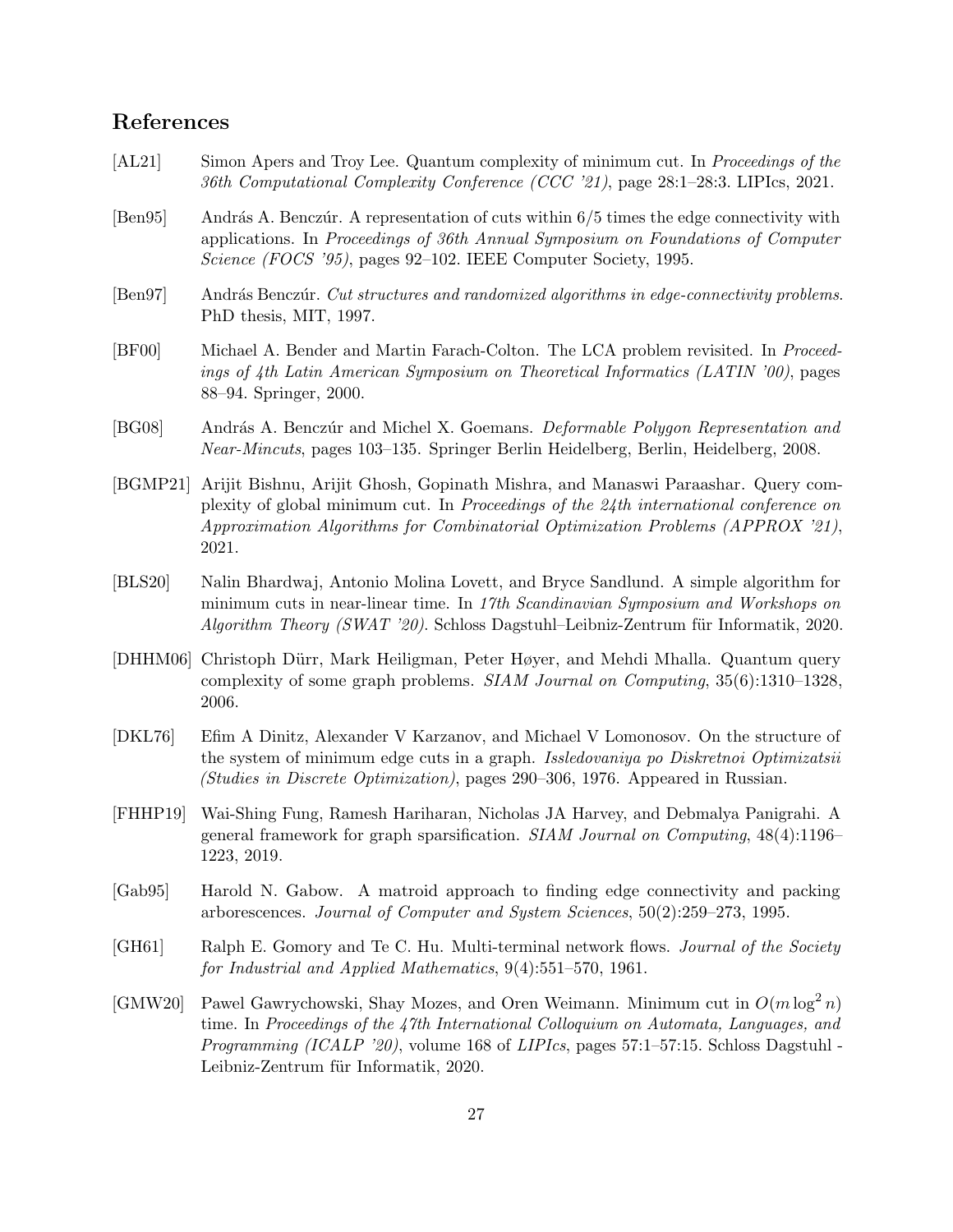## References

[AL21] Simon Apers and Troy Lee. Quantum complexity of minimum cut. In *Proceedings of the 36th Computational Complexity Conference (CCC '21)*, page 28:1–28:3. LIPIcs, 2021.

[Ben95] András A. Benczúr. A representation of cuts within 6/5 times the edge connectivity with applications. In *Proceedings of 36th Annual Symposium on Foundations of Computer Science (FOCS '95)*, pages 92–102. IEEE Computer Society, 1995.

[Ben97] András Benczúr. *Cut structures and randomized algorithms in edge-connectivity problems*. PhD thesis, MIT, 1997.

[BF00] Michael A. Bender and Martin Farach-Colton. The LCA problem revisited. In *Proceedings of 4th Latin American Symposium on Theoretical Informatics (LATIN '00)*, pages 88–94. Springer, 2000.

[BG08] András A. Benczúr and Michel X. Goemans. *Deformable Polygon Representation and Near-Mincuts*, pages 103–135. Springer Berlin Heidelberg, Berlin, Heidelberg, 2008.

[BGMP21] Arijit Bishnu, Arijit Ghosh, Gopinath Mishra, and Manaswi Paraashar. Query complexity of global minimum cut. In *Proceedings of the 24th international conference on Approximation Algorithms for Combinatorial Optimization Problems (APPROX '21)*, 2021.

[BLS20] Nalin Bhardwaj, Antonio Molina Lovett, and Bryce Sandlund. A simple algorithm for minimum cuts in near-linear time. In *17th Scandinavian Symposium and Workshops on Algorithm Theory (SWAT '20)*. Schloss Dagstuhl–Leibniz-Zentrum für Informatik, 2020.

[DHHM06] Christoph Dürr, Mark Heiligman, Peter Høyer, and Mehdi Mhalla. Quantum query complexity of some graph problems. *SIAM Journal on Computing*, 35(6):1310–1328, 2006.

[DKL76] Efim A Dinitz, Alexander V Karzanov, and Michael V Lomonosov. On the structure of the system of minimum edge cuts in a graph. *Issledovaniya po Diskretnoi Optimizatsii (Studies in Discrete Optimization)*, pages 290–306, 1976. Appeared in Russian.

[FHHP19] Wai-Shing Fung, Ramesh Hariharan, Nicholas JA Harvey, and Debmalya Panigrahi. A general framework for graph sparsification. *SIAM Journal on Computing*, 48(4):1196–1223, 2019.

[Gab95] Harold N. Gabow. A matroid approach to finding edge connectivity and packing arborescences. *Journal of Computer and System Sciences*, 50(2):259–273, 1995.

[GH61] Ralph E. Gomory and Te C. Hu. Multi-terminal network flows. *Journal of the Society for Industrial and Applied Mathematics*, 9(4):551–570, 1961.

[GMW20] Pawel Gawrychowski, Shay Mozes, and Oren Weimann. Minimum cut in $O(m \log^2 n)$ time. In *Proceedings of the 47th International Colloquium on Automata, Languages, and Programming (ICALP '20)*, volume 168 of *LIPIcs*, pages 57:1–57:15. Schloss Dagstuhl - Leibniz-Zentrum für Informatik, 2020.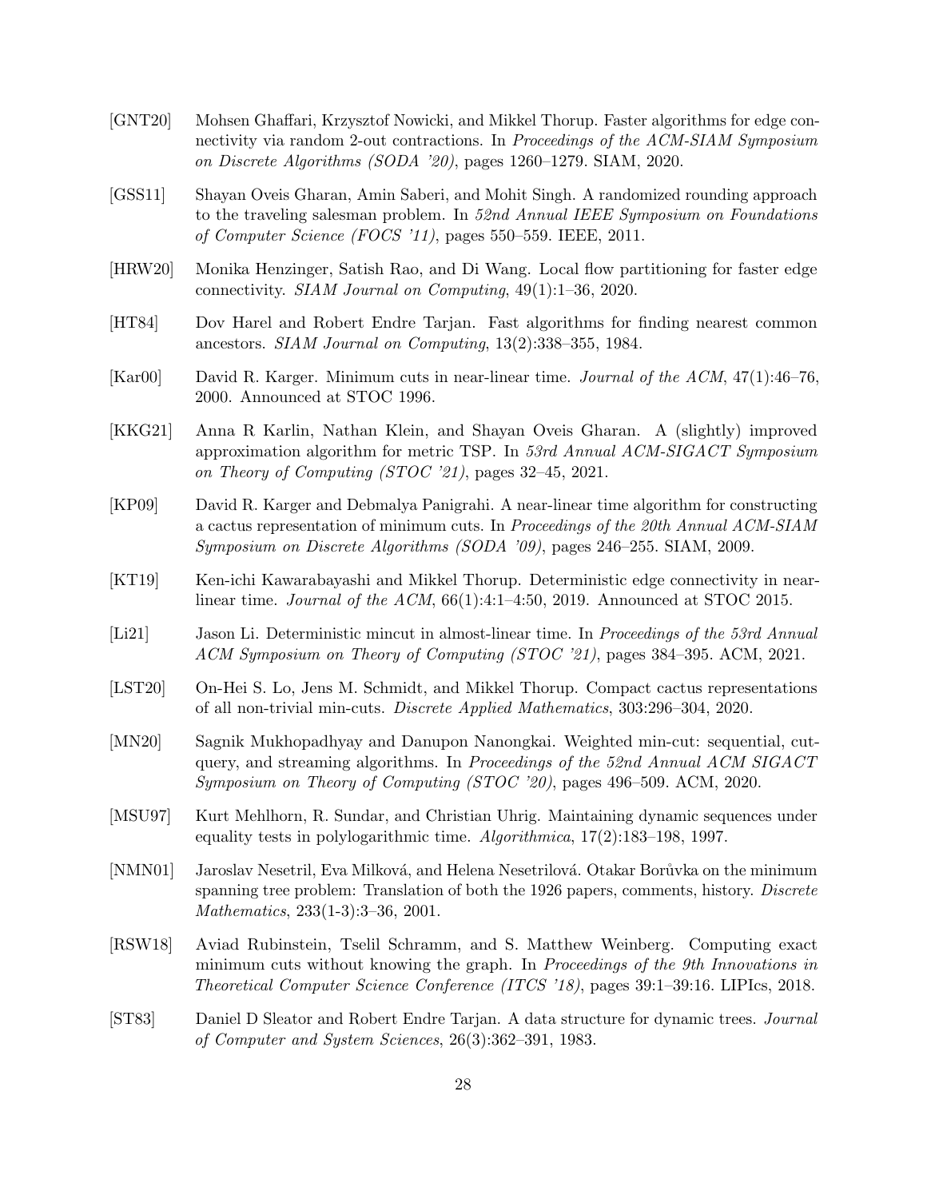[GNT20] Mohsen Ghaffari, Krzysztof Nowicki, and Mikkel Thorup. Faster algorithms for edge connectivity via random 2-out contractions. In *Proceedings of the ACM-SIAM Symposium on Discrete Algorithms (SODA '20)*, pages 1260–1279. SIAM, 2020.

[GSS11] Shayan Oveis Gharan, Amin Saberi, and Mohit Singh. A randomized rounding approach to the traveling salesman problem. In *52nd Annual IEEE Symposium on Foundations of Computer Science (FOCS '11)*, pages 550–559. IEEE, 2011.

[HRW20] Monika Henzinger, Satish Rao, and Di Wang. Local flow partitioning for faster edge connectivity. *SIAM Journal on Computing*, 49(1):1–36, 2020.

[HT84] Dov Harel and Robert Endre Tarjan. Fast algorithms for finding nearest common ancestors. *SIAM Journal on Computing*, 13(2):338–355, 1984.

[Kar00] David R. Karger. Minimum cuts in near-linear time. *Journal of the ACM*, 47(1):46–76, 2000. Announced at STOC 1996.

[KKG21] Anna R Karlin, Nathan Klein, and Shayan Oveis Gharan. A (slightly) improved approximation algorithm for metric TSP. In *53rd Annual ACM-SIGACT Symposium on Theory of Computing (STOC '21)*, pages 32–45, 2021.

[KP09] David R. Karger and Debmalya Panigrahi. A near-linear time algorithm for constructing a cactus representation of minimum cuts. In *Proceedings of the 20th Annual ACM-SIAM Symposium on Discrete Algorithms (SODA '09)*, pages 246–255. SIAM, 2009.

[KT19] Ken-ichi Kawarabayashi and Mikkel Thorup. Deterministic edge connectivity in near-linear time. *Journal of the ACM*, 66(1):4:1–4:50, 2019. Announced at STOC 2015.

[Li21] Jason Li. Deterministic mincut in almost-linear time. In *Proceedings of the 53rd Annual ACM Symposium on Theory of Computing (STOC '21)*, pages 384–395. ACM, 2021.

[LST20] On-Hei S. Lo, Jens M. Schmidt, and Mikkel Thorup. Compact cactus representations of all non-trivial min-cuts. *Discrete Applied Mathematics*, 303:296–304, 2020.

[MN20] Sagnik Mukhopadhyay and Danupon Nanongkai. Weighted min-cut: sequential, cut-query, and streaming algorithms. In *Proceedings of the 52nd Annual ACM SIGACT Symposium on Theory of Computing (STOC '20)*, pages 496–509. ACM, 2020.

[MSU97] Kurt Mehlhorn, R. Sundar, and Christian Uhrig. Maintaining dynamic sequences under equality tests in polylogarithmic time. *Algorithmica*, 17(2):183–198, 1997.

[NMN01] Jaroslav Nesetril, Eva Milková, and Helena Nesetrilová. Otakar Borůvka on the minimum spanning tree problem: Translation of both the 1926 papers, comments, history. *Discrete Mathematics*, 233(1-3):3–36, 2001.

[RSW18] Aviad Rubinstein, Tselil Schramm, and S. Matthew Weinberg. Computing exact minimum cuts without knowing the graph. In *Proceedings of the 9th Innovations in Theoretical Computer Science Conference (ITCS '18)*, pages 39:1–39:16. LIPIcs, 2018.

[ST83] Daniel D Sleator and Robert Endre Tarjan. A data structure for dynamic trees. *Journal of Computer and System Sciences*, 26(3):362–391, 1983.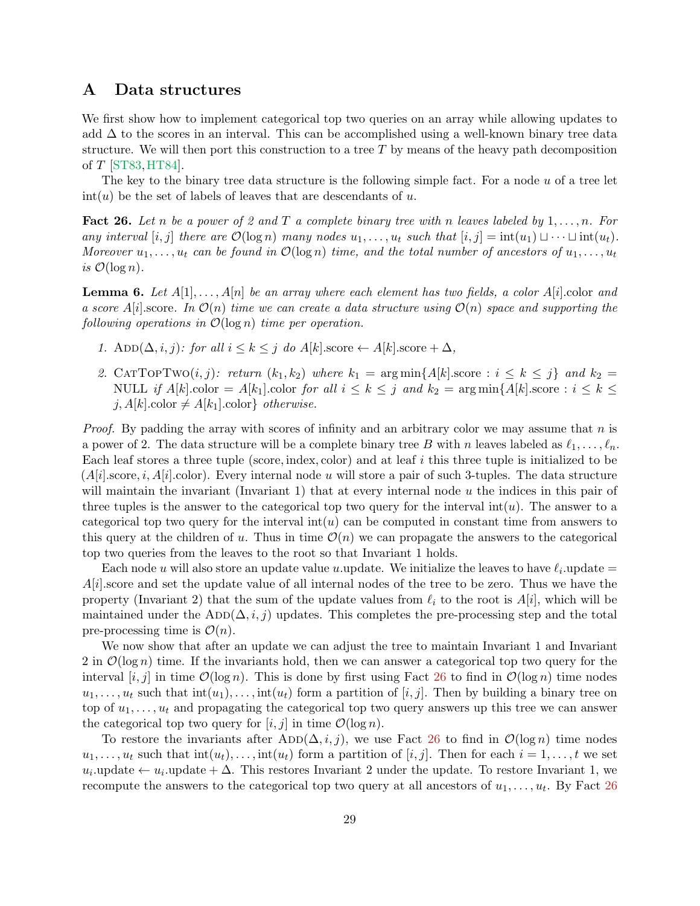# A Data structures

We first show how to implement categorical top two queries on an array while allowing updates to add $\Delta$ to the scores in an interval. This can be accomplished using a well-known binary tree data structure. We will then port this construction to a tree $T$ by means of the heavy path decomposition of $T$ [ST83, HT84].

The key to the binary tree data structure is the following simple fact. For a node $u$ of a tree let $\text{int}(u)$ be the set of labels of leaves that are descendants of $u$.

**Fact 26.** *Let $n$ be a power of 2 and $T$ a complete binary tree with $n$ leaves labeled by $1, \ldots, n$. For any interval $[i, j]$ there are $\mathcal{O}(\log n)$ many nodes $u_1, \ldots, u_t$ such that $[i, j] = \text{int}(u_1) \sqcup \cdots \sqcup \text{int}(u_t)$. Moreover $u_1, \ldots, u_t$ can be found in $\mathcal{O}(\log n)$ time, and the total number of ancestors of $u_1, \ldots, u_t$ is $\mathcal{O}(\log n)$.*

**Lemma 6.** *Let $A[1], \ldots, A[n]$ be an array where each element has two fields, a color $A[i]$.color and a score $A[i]$.score. In $\mathcal{O}(n)$ time we can create a data structure using $\mathcal{O}(n)$ space and supporting the following operations in $\mathcal{O}(\log n)$ time per operation.*

1. *$\textsc{Add}(\Delta, i, j)$: for all $i \le k \le j$ do $A[k].\text{score} \leftarrow A[k].\text{score} + \Delta$,*
2. *$\textsc{CatTopTwo}(i, j)$: return $(k_1, k_2)$ where $k_1 = \arg\min\{A[k].\text{score} : i \le k \le j\}$ and $k_2 =$ NULL if $A[k].\text{color} = A[k_1].\text{color}$ for all $i \le k \le j$ and $k_2 = \arg\min\{A[k].\text{score} : i \le k \le j, A[k].\text{color} \neq A[k_1].\text{color}\}$ otherwise.*

*Proof.* By padding the array with scores of infinity and an arbitrary color we may assume that $n$ is a power of 2. The data structure will be a complete binary tree $B$ with $n$ leaves labeled as $\ell_1, \ldots, \ell_n$. Each leaf stores a three tuple (score, index, color) and at leaf $i$ this three tuple is initialized to be $(A[i].\text{score}, i, A[i].\text{color})$. Every internal node $u$ will store a pair of such 3-tuples. The data structure will maintain the invariant (Invariant 1) that at every internal node $u$ the indices in this pair of three tuples is the answer to the categorical top two query for the interval $\text{int}(u)$. The answer to a categorical top two query for the interval $\text{int}(u)$ can be computed in constant time from answers to this query at the children of $u$. Thus in time $\mathcal{O}(n)$ we can propagate the answers to the categorical top two queries from the leaves to the root so that Invariant 1 holds.

Each node $u$ will also store an update value $u$.update. We initialize the leaves to have $\ell_i.\text{update} = A[i].\text{score}$ and set the update value of all internal nodes of the tree to be zero. Thus we have the property (Invariant 2) that the sum of the update values from $\ell_i$ to the root is $A[i]$, which will be maintained under the $\textsc{Add}(\Delta, i, j)$ updates. This completes the pre-processing step and the total pre-processing time is $\mathcal{O}(n)$.

We now show that after an update we can adjust the tree to maintain Invariant 1 and Invariant 2 in $\mathcal{O}(\log n)$ time. If the invariants hold, then we can answer a categorical top two query for the interval $[i, j]$ in time $\mathcal{O}(\log n)$. This is done by first using Fact 26 to find in $\mathcal{O}(\log n)$ time nodes $u_1, \ldots, u_t$ such that $\text{int}(u_1), \ldots, \text{int}(u_t)$ form a partition of $[i, j]$. Then by building a binary tree on top of $u_1, \ldots, u_t$ and propagating the categorical top two query answers up this tree we can answer the categorical top two query for $[i, j]$ in time $\mathcal{O}(\log n)$.

To restore the invariants after $\textsc{Add}(\Delta, i, j)$, we use Fact 26 to find in $\mathcal{O}(\log n)$ time nodes $u_1, \ldots, u_t$ such that $\text{int}(u_t), \ldots, \text{int}(u_t)$ form a partition of $[i, j]$. Then for each $i = 1, \ldots, t$ we set $u_i.\text{update} \leftarrow u_i.\text{update} + \Delta$. This restores Invariant 2 under the update. To restore Invariant 1, we recompute the answers to the categorical top two query at all ancestors of $u_1, \ldots, u_t$. By Fact 26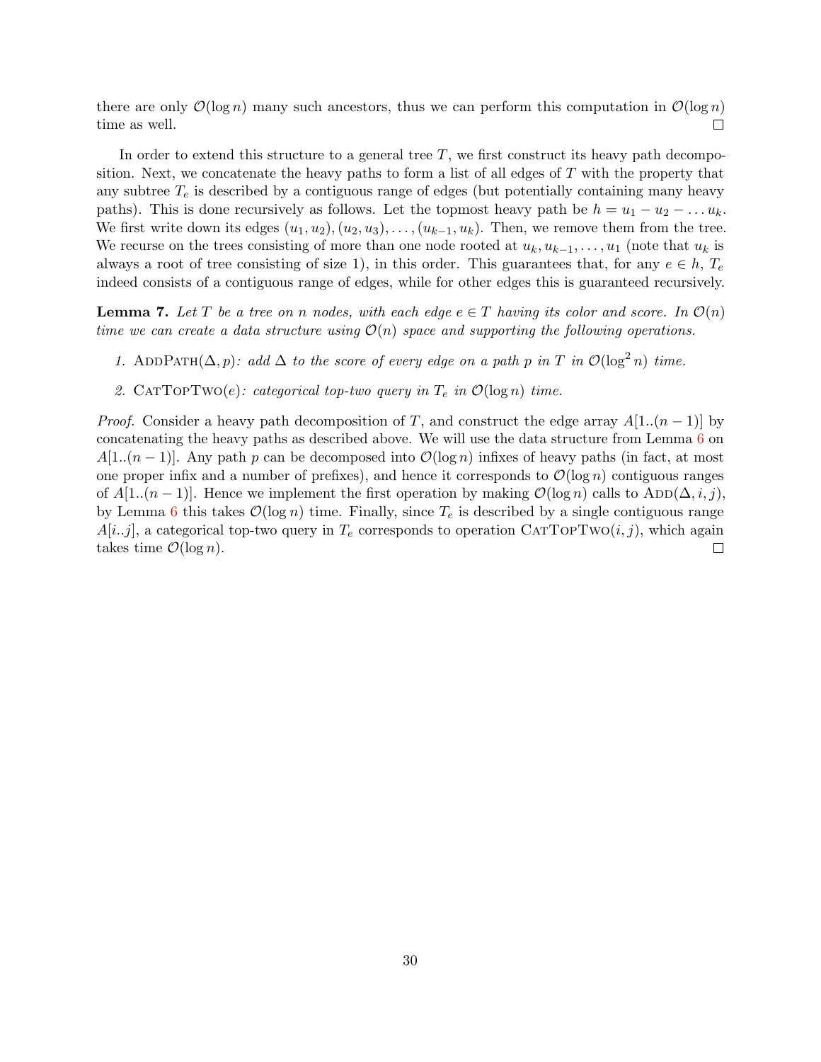there are only $\mathcal{O}(\log n)$ many such ancestors, thus we can perform this computation in $\mathcal{O}(\log n)$ time as well. ◻

In order to extend this structure to a general tree $T$, we first construct its heavy path decomposition. Next, we concatenate the heavy paths to form a list of all edges of $T$ with the property that any subtree $T_e$ is described by a contiguous range of edges (but potentially containing many heavy paths). This is done recursively as follows. Let the topmost heavy path be $h = u_1 - u_2 - \ldots u_k$. We first write down its edges $(u_1, u_2), (u_2, u_3), \ldots, (u_{k-1}, u_k)$. Then, we remove them from the tree. We recurse on the trees consisting of more than one node rooted at $u_k, u_{k-1}, \ldots, u_1$ (note that $u_k$ is always a root of tree consisting of size 1), in this order. This guarantees that, for any $e \in h$, $T_e$ indeed consists of a contiguous range of edges, while for other edges this is guaranteed recursively.

**Lemma 7.** *Let $T$ be a tree on $n$ nodes, with each edge $e \in T$ having its color and score. In $\mathcal{O}(n)$ time we can create a data structure using $\mathcal{O}(n)$ space and supporting the following operations.*

1. AddPath$(\Delta, p)$*: add $\Delta$ to the score of every edge on a path $p$ in $T$ in $\mathcal{O}(\log^2 n)$ time.*
2. CatTopTwo$(e)$*: categorical top-two query in $T_e$ in $\mathcal{O}(\log n)$ time.*

*Proof.* Consider a heavy path decomposition of $T$, and construct the edge array $A[1..(n-1)]$ by concatenating the heavy paths as described above. We will use the data structure from Lemma 6 on $A[1..(n-1)]$. Any path $p$ can be decomposed into $\mathcal{O}(\log n)$ infixes of heavy paths (in fact, at most one proper infix and a number of prefixes), and hence it corresponds to $\mathcal{O}(\log n)$ contiguous ranges of $A[1..(n-1)]$. Hence we implement the first operation by making $\mathcal{O}(\log n)$ calls to Add$(\Delta, i, j)$, by Lemma 6 this takes $\mathcal{O}(\log n)$ time. Finally, since $T_e$ is described by a single contiguous range $A[i..j]$, a categorical top-two query in $T_e$ corresponds to operation CatTopTwo$(i, j)$, which again takes time $\mathcal{O}(\log n)$. ◻